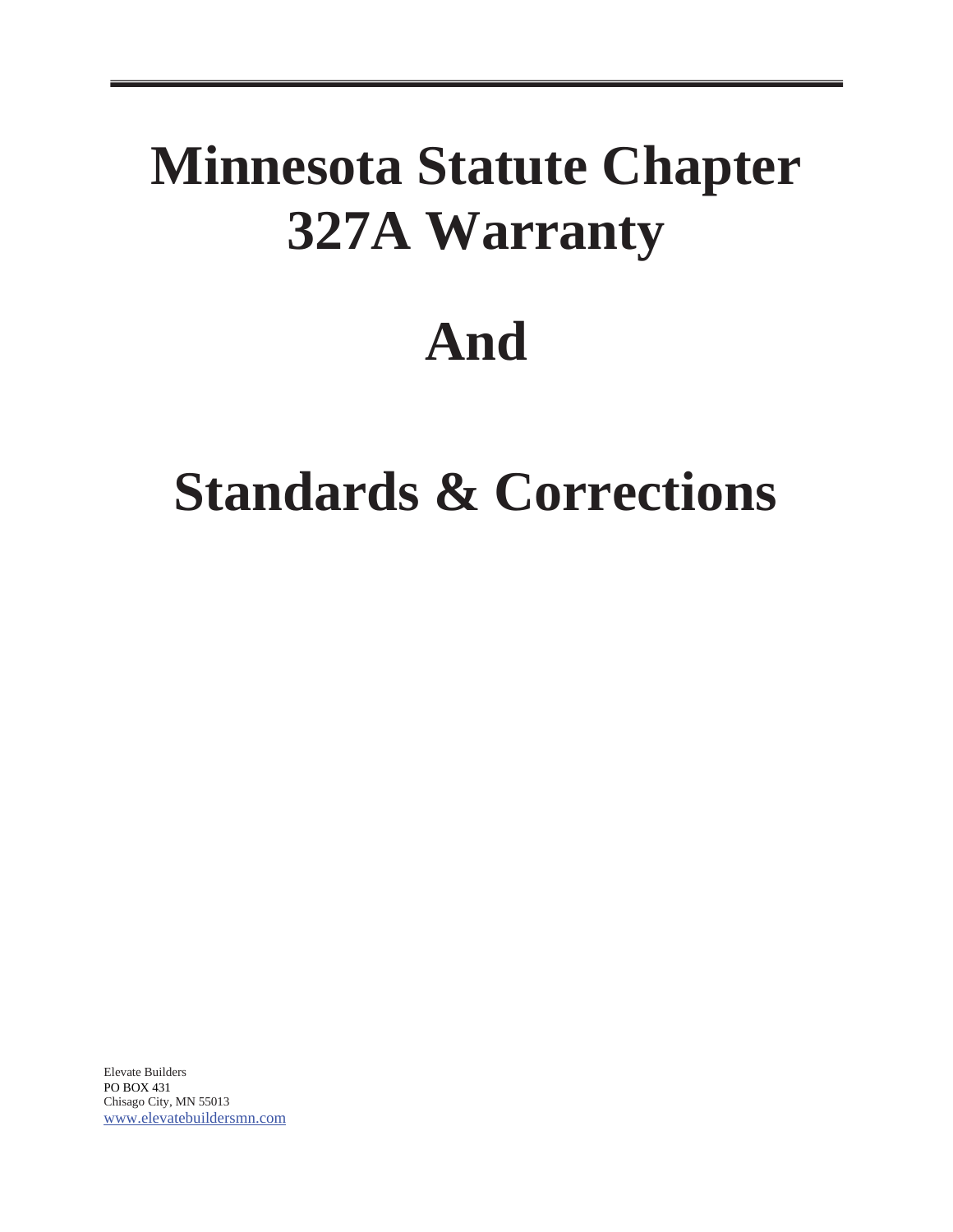# Minnesota Statute Chapter 327A Warranty

# And

# Standards & Corrections

Elevate Builders
PO BOX 431
Chisago City, MN 55013
www.elevatebuildersmn.com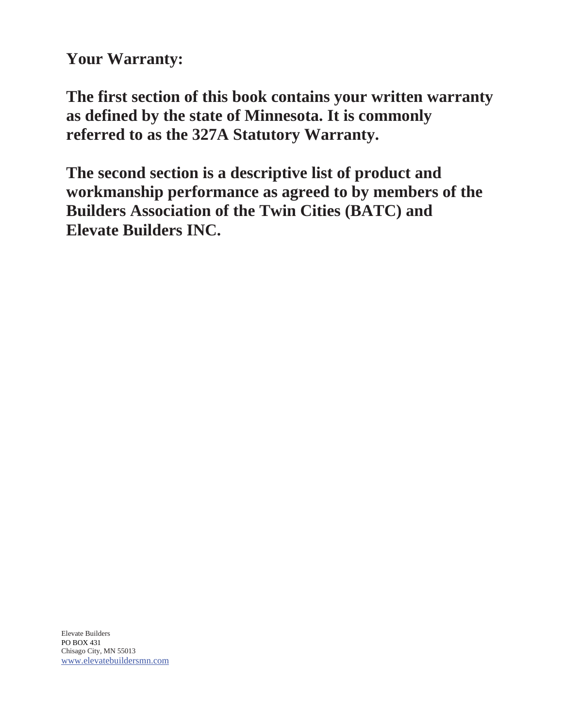**Your Warranty:**

**The first section of this book contains your written warranty as defined by the state of Minnesota. It is commonly referred to as the 327A Statutory Warranty.**

**The second section is a descriptive list of product and workmanship performance as agreed to by members of the Builders Association of the Twin Cities (BATC) and Elevate Builders INC.**

Elevate Builders
PO BOX 431
Chisago City, MN 55013
www.elevatebuildersmn.com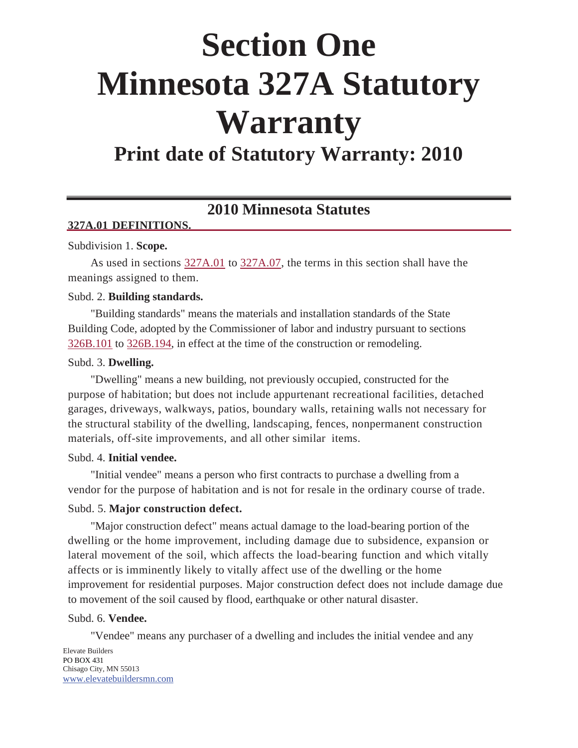# Section One Minnesota 327A Statutory Warranty

## Print date of Statutory Warranty: 2010

## 2010 Minnesota Statutes

**327A.01 DEFINITIONS.**

Subdivision 1. **Scope.**

As used in sections 327A.01 to 327A.07, the terms in this section shall have the meanings assigned to them.

Subd. 2. **Building standards.**

"Building standards" means the materials and installation standards of the State Building Code, adopted by the Commissioner of labor and industry pursuant to sections 326B.101 to 326B.194, in effect at the time of the construction or remodeling.

Subd. 3. **Dwelling.**

"Dwelling" means a new building, not previously occupied, constructed for the purpose of habitation; but does not include appurtenant recreational facilities, detached garages, driveways, walkways, patios, boundary walls, retaining walls not necessary for the structural stability of the dwelling, landscaping, fences, nonpermanent construction materials, off-site improvements, and all other similar items.

Subd. 4. **Initial vendee.**

"Initial vendee" means a person who first contracts to purchase a dwelling from a vendor for the purpose of habitation and is not for resale in the ordinary course of trade.

Subd. 5. **Major construction defect.**

"Major construction defect" means actual damage to the load-bearing portion of the dwelling or the home improvement, including damage due to subsidence, expansion or lateral movement of the soil, which affects the load-bearing function and which vitally affects or is imminently likely to vitally affect use of the dwelling or the home improvement for residential purposes. Major construction defect does not include damage due to movement of the soil caused by flood, earthquake or other natural disaster.

Subd. 6. **Vendee.**

"Vendee" means any purchaser of a dwelling and includes the initial vendee and any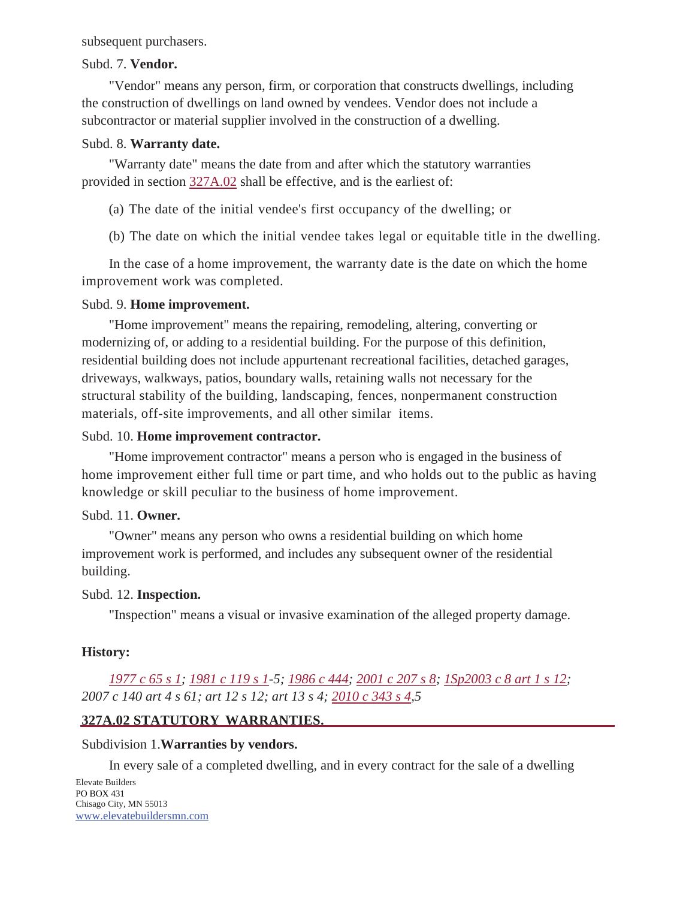subsequent purchasers.

Subd. 7. **Vendor.**

"Vendor" means any person, firm, or corporation that constructs dwellings, including the construction of dwellings on land owned by vendees. Vendor does not include a subcontractor or material supplier involved in the construction of a dwelling.

Subd. 8. **Warranty date.**

"Warranty date" means the date from and after which the statutory warranties provided in section 327A.02 shall be effective, and is the earliest of:

(a) The date of the initial vendee's first occupancy of the dwelling; or

(b) The date on which the initial vendee takes legal or equitable title in the dwelling.

In the case of a home improvement, the warranty date is the date on which the home improvement work was completed.

Subd. 9. **Home improvement.**

"Home improvement" means the repairing, remodeling, altering, converting or modernizing of, or adding to a residential building. For the purpose of this definition, residential building does not include appurtenant recreational facilities, detached garages, driveways, walkways, patios, boundary walls, retaining walls not necessary for the structural stability of the building, landscaping, fences, nonpermanent construction materials, off-site improvements, and all other similar items.

Subd. 10. **Home improvement contractor.**

"Home improvement contractor" means a person who is engaged in the business of home improvement either full time or part time, and who holds out to the public as having knowledge or skill peculiar to the business of home improvement.

Subd. 11. **Owner.**

"Owner" means any person who owns a residential building on which home improvement work is performed, and includes any subsequent owner of the residential building.

Subd. 12. **Inspection.**

"Inspection" means a visual or invasive examination of the alleged property damage.

**History:**

*1977 c 65 s 1; 1981 c 119 s 1-5; 1986 c 444; 2001 c 207 s 8; 1Sp2003 c 8 art 1 s 12; 2007 c 140 art 4 s 61; art 12 s 12; art 13 s 4; 2010 c 343 s 4,5*

## 327A.02 STATUTORY WARRANTIES.

Subdivision 1.**Warranties by vendors.**

In every sale of a completed dwelling, and in every contract for the sale of a dwelling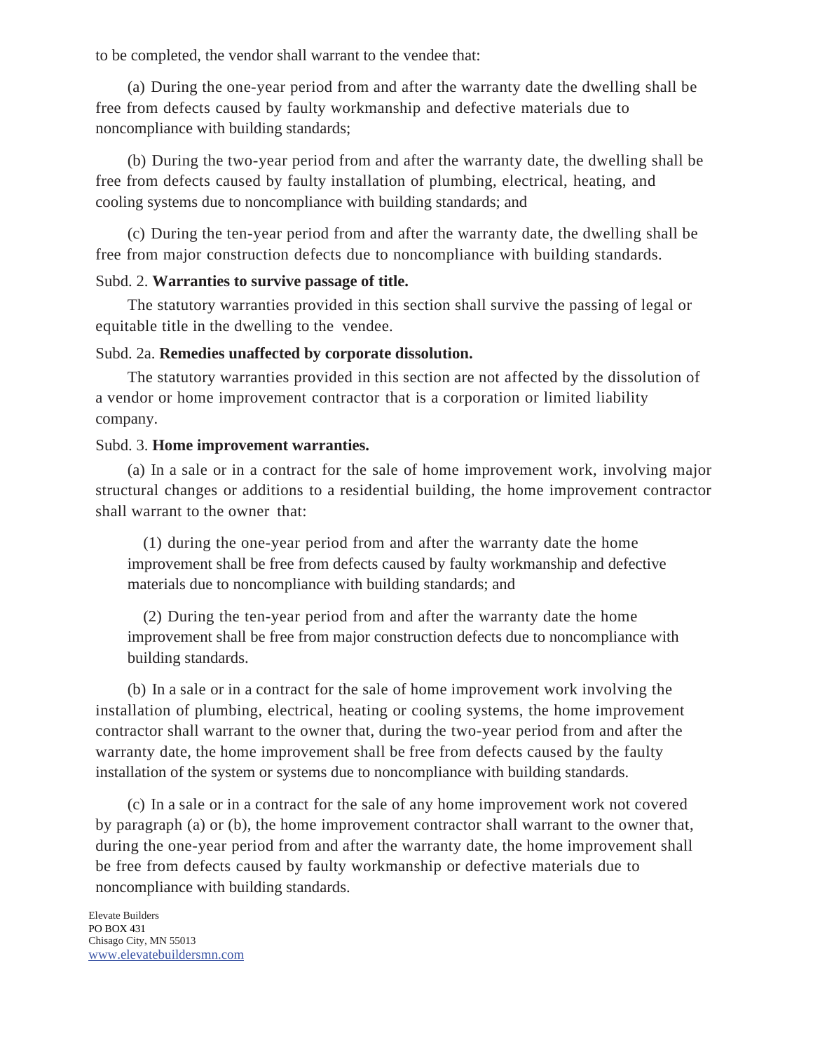to be completed, the vendor shall warrant to the vendee that:

(a) During the one-year period from and after the warranty date the dwelling shall be free from defects caused by faulty workmanship and defective materials due to noncompliance with building standards;

(b) During the two-year period from and after the warranty date, the dwelling shall be free from defects caused by faulty installation of plumbing, electrical, heating, and cooling systems due to noncompliance with building standards; and

(c) During the ten-year period from and after the warranty date, the dwelling shall be free from major construction defects due to noncompliance with building standards.

Subd. 2. **Warranties to survive passage of title.**

The statutory warranties provided in this section shall survive the passing of legal or equitable title in the dwelling to the vendee.

Subd. 2a. **Remedies unaffected by corporate dissolution.**

The statutory warranties provided in this section are not affected by the dissolution of a vendor or home improvement contractor that is a corporation or limited liability company.

Subd. 3. **Home improvement warranties.**

(a) In a sale or in a contract for the sale of home improvement work, involving major structural changes or additions to a residential building, the home improvement contractor shall warrant to the owner that:

(1) during the one-year period from and after the warranty date the home improvement shall be free from defects caused by faulty workmanship and defective materials due to noncompliance with building standards; and

(2) During the ten-year period from and after the warranty date the home improvement shall be free from major construction defects due to noncompliance with building standards.

(b) In a sale or in a contract for the sale of home improvement work involving the installation of plumbing, electrical, heating or cooling systems, the home improvement contractor shall warrant to the owner that, during the two-year period from and after the warranty date, the home improvement shall be free from defects caused by the faulty installation of the system or systems due to noncompliance with building standards.

(c) In a sale or in a contract for the sale of any home improvement work not covered by paragraph (a) or (b), the home improvement contractor shall warrant to the owner that, during the one-year period from and after the warranty date, the home improvement shall be free from defects caused by faulty workmanship or defective materials due to noncompliance with building standards.

Elevate Builders
PO BOX 431
Chisago City, MN 55013
www.elevatebuildersmn.com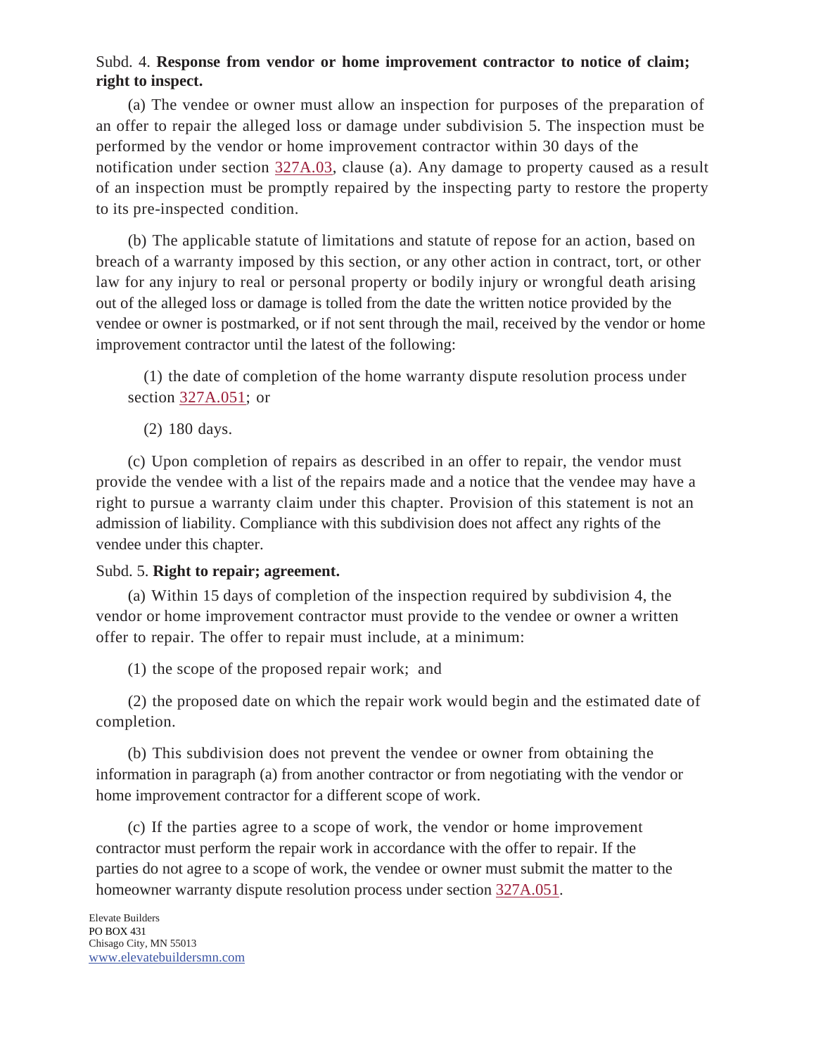Subd. 4. **Response from vendor or home improvement contractor to notice of claim; right to inspect.**

(a) The vendee or owner must allow an inspection for purposes of the preparation of an offer to repair the alleged loss or damage under subdivision 5. The inspection must be performed by the vendor or home improvement contractor within 30 days of the notification under section 327A.03, clause (a). Any damage to property caused as a result of an inspection must be promptly repaired by the inspecting party to restore the property to its pre-inspected condition.

(b) The applicable statute of limitations and statute of repose for an action, based on breach of a warranty imposed by this section, or any other action in contract, tort, or other law for any injury to real or personal property or bodily injury or wrongful death arising out of the alleged loss or damage is tolled from the date the written notice provided by the vendee or owner is postmarked, or if not sent through the mail, received by the vendor or home improvement contractor until the latest of the following:

(1) the date of completion of the home warranty dispute resolution process under section 327A.051; or

(2) 180 days.

(c) Upon completion of repairs as described in an offer to repair, the vendor must provide the vendee with a list of the repairs made and a notice that the vendee may have a right to pursue a warranty claim under this chapter. Provision of this statement is not an admission of liability. Compliance with this subdivision does not affect any rights of the vendee under this chapter.

Subd. 5. **Right to repair; agreement.**

(a) Within 15 days of completion of the inspection required by subdivision 4, the vendor or home improvement contractor must provide to the vendee or owner a written offer to repair. The offer to repair must include, at a minimum:

(1) the scope of the proposed repair work; and

(2) the proposed date on which the repair work would begin and the estimated date of completion.

(b) This subdivision does not prevent the vendee or owner from obtaining the information in paragraph (a) from another contractor or from negotiating with the vendor or home improvement contractor for a different scope of work.

(c) If the parties agree to a scope of work, the vendor or home improvement contractor must perform the repair work in accordance with the offer to repair. If the parties do not agree to a scope of work, the vendee or owner must submit the matter to the homeowner warranty dispute resolution process under section 327A.051.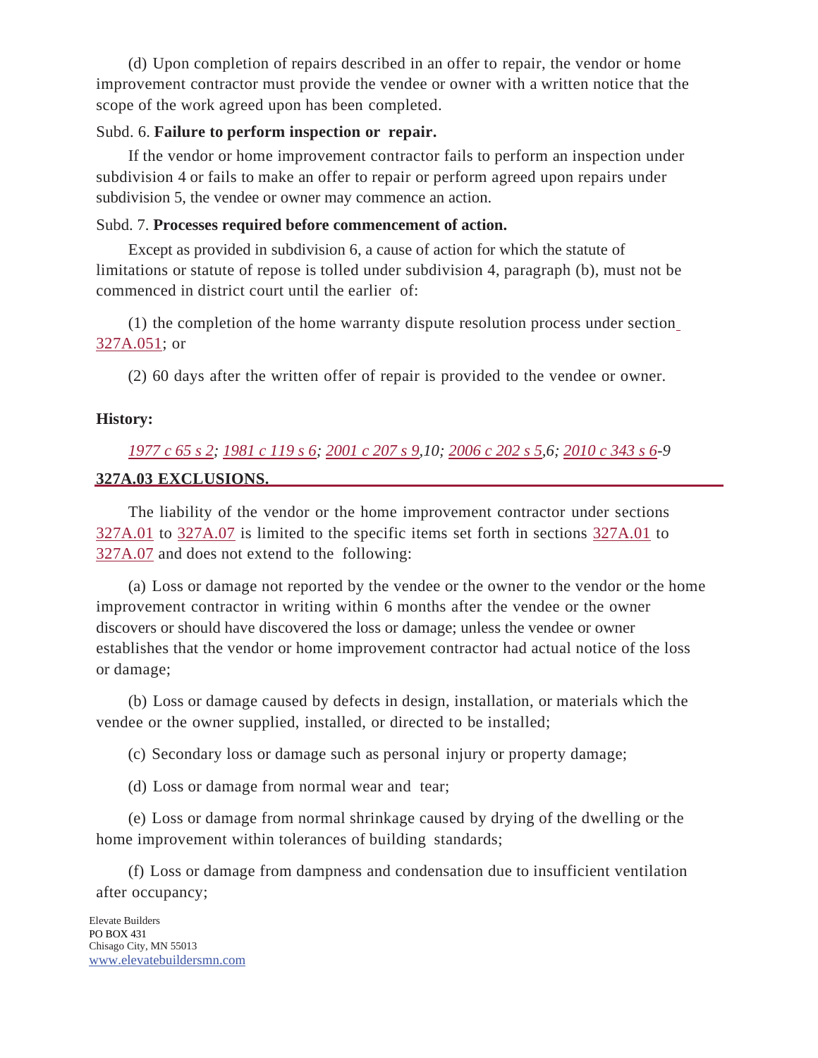(d) Upon completion of repairs described in an offer to repair, the vendor or home improvement contractor must provide the vendee or owner with a written notice that the scope of the work agreed upon has been completed.

Subd. 6. **Failure to perform inspection or repair.**

If the vendor or home improvement contractor fails to perform an inspection under subdivision 4 or fails to make an offer to repair or perform agreed upon repairs under subdivision 5, the vendee or owner may commence an action.

Subd. 7. **Processes required before commencement of action.**

Except as provided in subdivision 6, a cause of action for which the statute of limitations or statute of repose is tolled under subdivision 4, paragraph (b), must not be commenced in district court until the earlier of:

(1) the completion of the home warranty dispute resolution process under section 327A.051; or

(2) 60 days after the written offer of repair is provided to the vendee or owner.

**History:**

*1977 c 65 s 2; 1981 c 119 s 6; 2001 c 207 s 9,10; 2006 c 202 s 5,6; 2010 c 343 s 6-9*

## 327A.03 EXCLUSIONS.

The liability of the vendor or the home improvement contractor under sections 327A.01 to 327A.07 is limited to the specific items set forth in sections 327A.01 to 327A.07 and does not extend to the following:

(a) Loss or damage not reported by the vendee or the owner to the vendor or the home improvement contractor in writing within 6 months after the vendee or the owner discovers or should have discovered the loss or damage; unless the vendee or owner establishes that the vendor or home improvement contractor had actual notice of the loss or damage;

(b) Loss or damage caused by defects in design, installation, or materials which the vendee or the owner supplied, installed, or directed to be installed;

(c) Secondary loss or damage such as personal injury or property damage;

(d) Loss or damage from normal wear and tear;

(e) Loss or damage from normal shrinkage caused by drying of the dwelling or the home improvement within tolerances of building standards;

(f) Loss or damage from dampness and condensation due to insufficient ventilation after occupancy;

Elevate Builders
PO BOX 431
Chisago City, MN 55013
www.elevatebuildersmn.com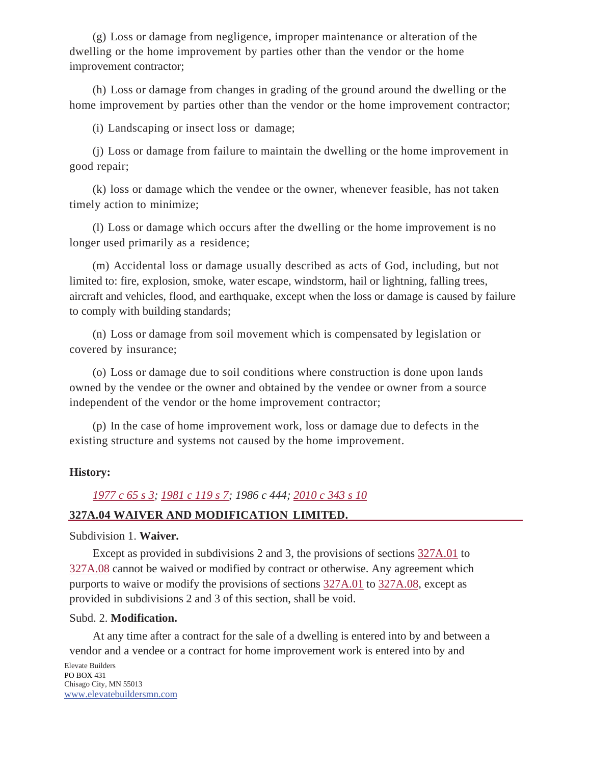(g) Loss or damage from negligence, improper maintenance or alteration of the dwelling or the home improvement by parties other than the vendor or the home improvement contractor;

(h) Loss or damage from changes in grading of the ground around the dwelling or the home improvement by parties other than the vendor or the home improvement contractor;

(i) Landscaping or insect loss or damage;

(j) Loss or damage from failure to maintain the dwelling or the home improvement in good repair;

(k) loss or damage which the vendee or the owner, whenever feasible, has not taken timely action to minimize;

(l) Loss or damage which occurs after the dwelling or the home improvement is no longer used primarily as a residence;

(m) Accidental loss or damage usually described as acts of God, including, but not limited to: fire, explosion, smoke, water escape, windstorm, hail or lightning, falling trees, aircraft and vehicles, flood, and earthquake, except when the loss or damage is caused by failure to comply with building standards;

(n) Loss or damage from soil movement which is compensated by legislation or covered by insurance;

(o) Loss or damage due to soil conditions where construction is done upon lands owned by the vendee or the owner and obtained by the vendee or owner from a source independent of the vendor or the home improvement contractor;

(p) In the case of home improvement work, loss or damage due to defects in the existing structure and systems not caused by the home improvement.

**History:**

*1977 c 65 s 3; 1981 c 119 s 7; 1986 c 444; 2010 c 343 s 10*

## 327A.04 WAIVER AND MODIFICATION LIMITED.

Subdivision 1. **Waiver.**

Except as provided in subdivisions 2 and 3, the provisions of sections 327A.01 to 327A.08 cannot be waived or modified by contract or otherwise. Any agreement which purports to waive or modify the provisions of sections 327A.01 to 327A.08, except as provided in subdivisions 2 and 3 of this section, shall be void.

Subd. 2. **Modification.**

At any time after a contract for the sale of a dwelling is entered into by and between a vendor and a vendee or a contract for home improvement work is entered into by and

Elevate Builders
PO BOX 431
Chisago City, MN 55013
www.elevatebuildersmn.com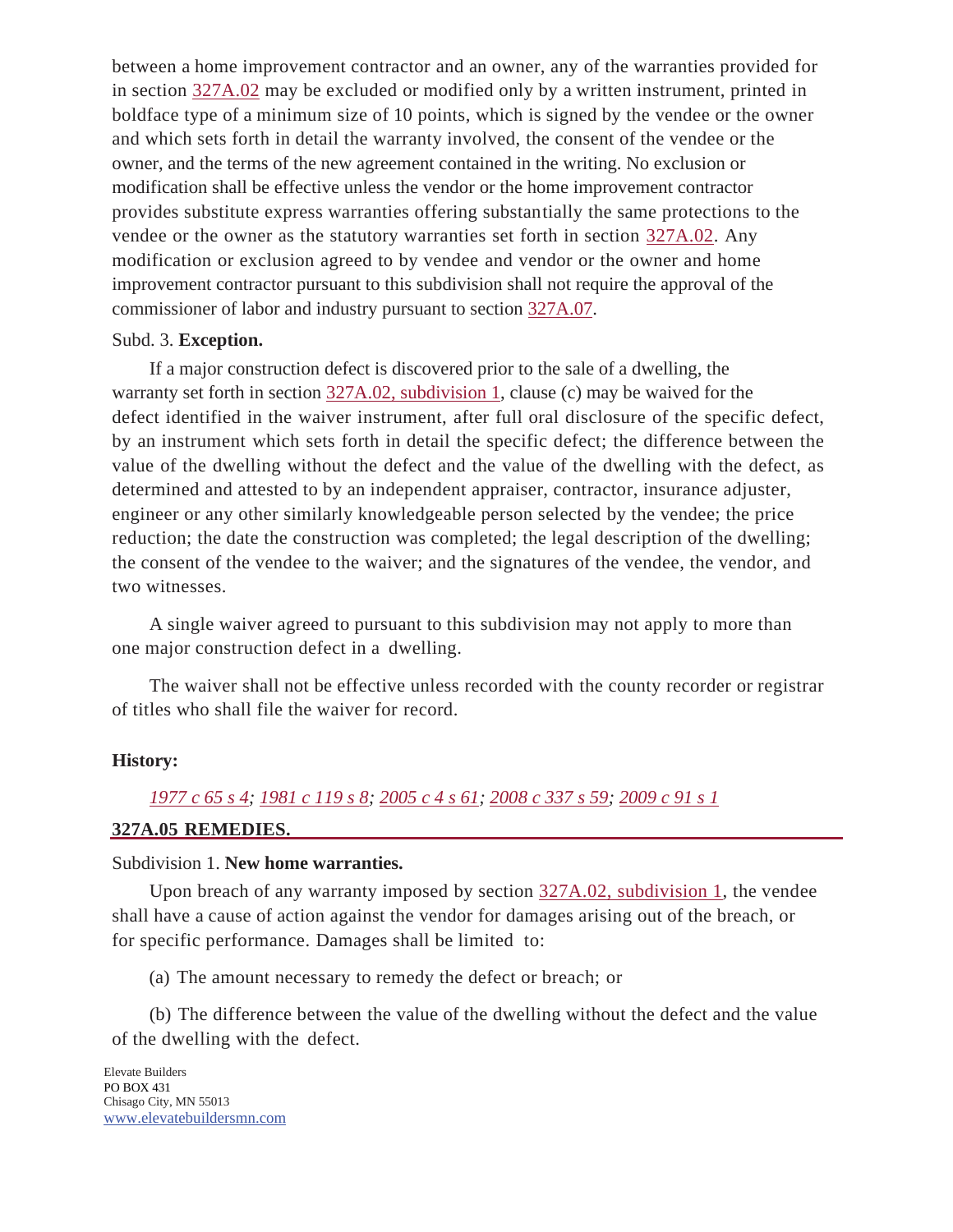between a home improvement contractor and an owner, any of the warranties provided for in section 327A.02 may be excluded or modified only by a written instrument, printed in boldface type of a minimum size of 10 points, which is signed by the vendee or the owner and which sets forth in detail the warranty involved, the consent of the vendee or the owner, and the terms of the new agreement contained in the writing. No exclusion or modification shall be effective unless the vendor or the home improvement contractor provides substitute express warranties offering substantially the same protections to the vendee or the owner as the statutory warranties set forth in section 327A.02. Any modification or exclusion agreed to by vendee and vendor or the owner and home improvement contractor pursuant to this subdivision shall not require the approval of the commissioner of labor and industry pursuant to section 327A.07.

Subd. 3. **Exception.**

If a major construction defect is discovered prior to the sale of a dwelling, the warranty set forth in section 327A.02, subdivision 1, clause (c) may be waived for the defect identified in the waiver instrument, after full oral disclosure of the specific defect, by an instrument which sets forth in detail the specific defect; the difference between the value of the dwelling without the defect and the value of the dwelling with the defect, as determined and attested to by an independent appraiser, contractor, insurance adjuster, engineer or any other similarly knowledgeable person selected by the vendee; the price reduction; the date the construction was completed; the legal description of the dwelling; the consent of the vendee to the waiver; and the signatures of the vendee, the vendor, and two witnesses.

A single waiver agreed to pursuant to this subdivision may not apply to more than one major construction defect in a dwelling.

The waiver shall not be effective unless recorded with the county recorder or registrar of titles who shall file the waiver for record.

**History:**

*1977 c 65 s 4; 1981 c 119 s 8; 2005 c 4 s 61; 2008 c 337 s 59; 2009 c 91 s 1*

## 327A.05 REMEDIES.

Subdivision 1. **New home warranties.**

Upon breach of any warranty imposed by section 327A.02, subdivision 1, the vendee shall have a cause of action against the vendor for damages arising out of the breach, or for specific performance. Damages shall be limited to:

(a) The amount necessary to remedy the defect or breach; or

(b) The difference between the value of the dwelling without the defect and the value of the dwelling with the defect.

Elevate Builders
PO BOX 431
Chisago City, MN 55013
www.elevatebuildersmn.com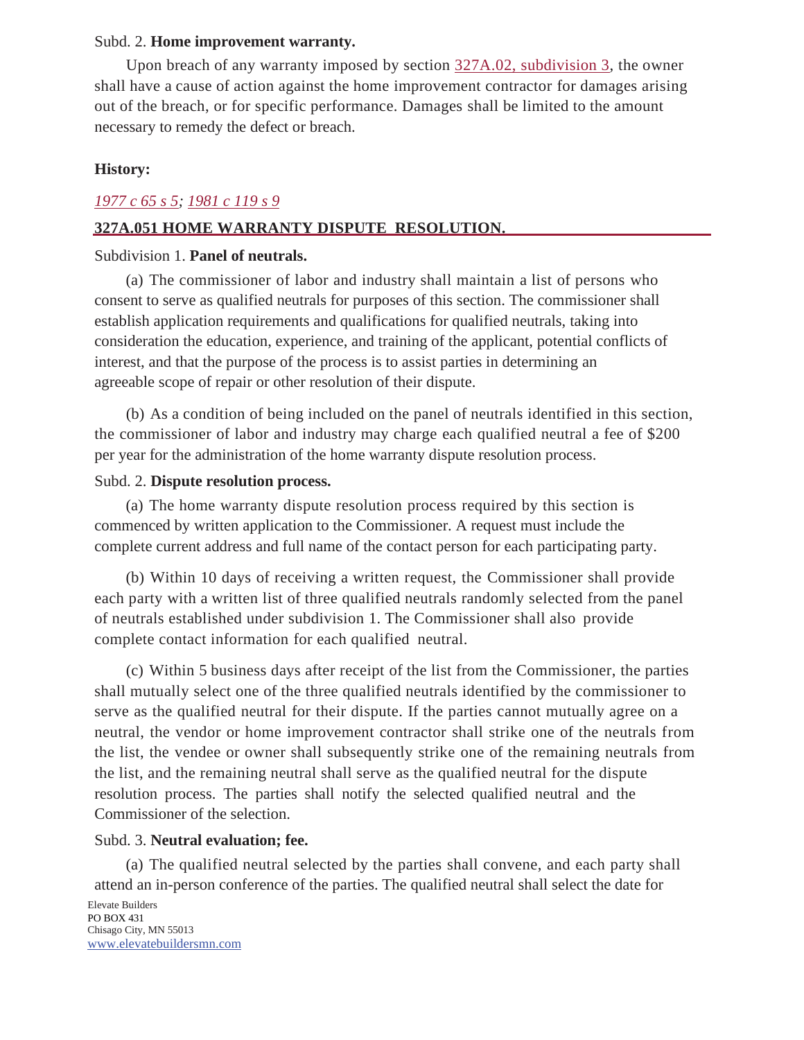Subd. 2. **Home improvement warranty.**

Upon breach of any warranty imposed by section 327A.02, subdivision 3, the owner shall have a cause of action against the home improvement contractor for damages arising out of the breach, or for specific performance. Damages shall be limited to the amount necessary to remedy the defect or breach.

**History:**

*1977 c 65 s 5; 1981 c 119 s 9*

## 327A.051 HOME WARRANTY DISPUTE RESOLUTION.

Subdivision 1. **Panel of neutrals.**

(a) The commissioner of labor and industry shall maintain a list of persons who consent to serve as qualified neutrals for purposes of this section. The commissioner shall establish application requirements and qualifications for qualified neutrals, taking into consideration the education, experience, and training of the applicant, potential conflicts of interest, and that the purpose of the process is to assist parties in determining an agreeable scope of repair or other resolution of their dispute.

(b) As a condition of being included on the panel of neutrals identified in this section, the commissioner of labor and industry may charge each qualified neutral a fee of $200 per year for the administration of the home warranty dispute resolution process.

Subd. 2. **Dispute resolution process.**

(a) The home warranty dispute resolution process required by this section is commenced by written application to the Commissioner. A request must include the complete current address and full name of the contact person for each participating party.

(b) Within 10 days of receiving a written request, the Commissioner shall provide each party with a written list of three qualified neutrals randomly selected from the panel of neutrals established under subdivision 1. The Commissioner shall also provide complete contact information for each qualified neutral.

(c) Within 5 business days after receipt of the list from the Commissioner, the parties shall mutually select one of the three qualified neutrals identified by the commissioner to serve as the qualified neutral for their dispute. If the parties cannot mutually agree on a neutral, the vendor or home improvement contractor shall strike one of the neutrals from the list, the vendee or owner shall subsequently strike one of the remaining neutrals from the list, and the remaining neutral shall serve as the qualified neutral for the dispute resolution process. The parties shall notify the selected qualified neutral and the Commissioner of the selection.

Subd. 3. **Neutral evaluation; fee.**

(a) The qualified neutral selected by the parties shall convene, and each party shall attend an in-person conference of the parties. The qualified neutral shall select the date for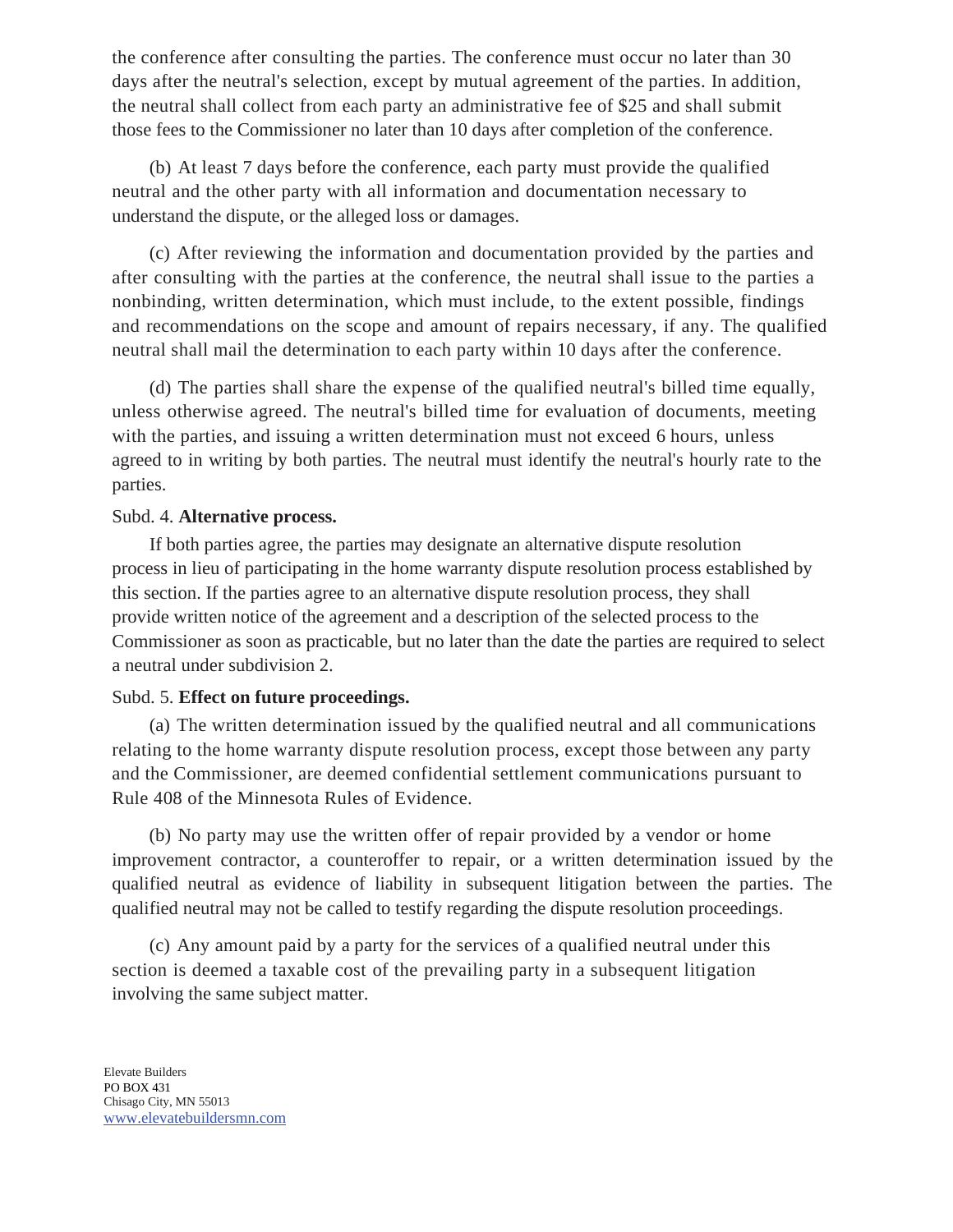the conference after consulting the parties. The conference must occur no later than 30 days after the neutral's selection, except by mutual agreement of the parties. In addition, the neutral shall collect from each party an administrative fee of $25 and shall submit those fees to the Commissioner no later than 10 days after completion of the conference.

(b) At least 7 days before the conference, each party must provide the qualified neutral and the other party with all information and documentation necessary to understand the dispute, or the alleged loss or damages.

(c) After reviewing the information and documentation provided by the parties and after consulting with the parties at the conference, the neutral shall issue to the parties a nonbinding, written determination, which must include, to the extent possible, findings and recommendations on the scope and amount of repairs necessary, if any. The qualified neutral shall mail the determination to each party within 10 days after the conference.

(d) The parties shall share the expense of the qualified neutral's billed time equally, unless otherwise agreed. The neutral's billed time for evaluation of documents, meeting with the parties, and issuing a written determination must not exceed 6 hours, unless agreed to in writing by both parties. The neutral must identify the neutral's hourly rate to the parties.

Subd. 4. **Alternative process.**

If both parties agree, the parties may designate an alternative dispute resolution process in lieu of participating in the home warranty dispute resolution process established by this section. If the parties agree to an alternative dispute resolution process, they shall provide written notice of the agreement and a description of the selected process to the Commissioner as soon as practicable, but no later than the date the parties are required to select a neutral under subdivision 2.

Subd. 5. **Effect on future proceedings.**

(a) The written determination issued by the qualified neutral and all communications relating to the home warranty dispute resolution process, except those between any party and the Commissioner, are deemed confidential settlement communications pursuant to Rule 408 of the Minnesota Rules of Evidence.

(b) No party may use the written offer of repair provided by a vendor or home improvement contractor, a counteroffer to repair, or a written determination issued by the qualified neutral as evidence of liability in subsequent litigation between the parties. The qualified neutral may not be called to testify regarding the dispute resolution proceedings.

(c) Any amount paid by a party for the services of a qualified neutral under this section is deemed a taxable cost of the prevailing party in a subsequent litigation involving the same subject matter.

Elevate Builders
PO BOX 431
Chisago City, MN 55013
www.elevatebuildersmn.com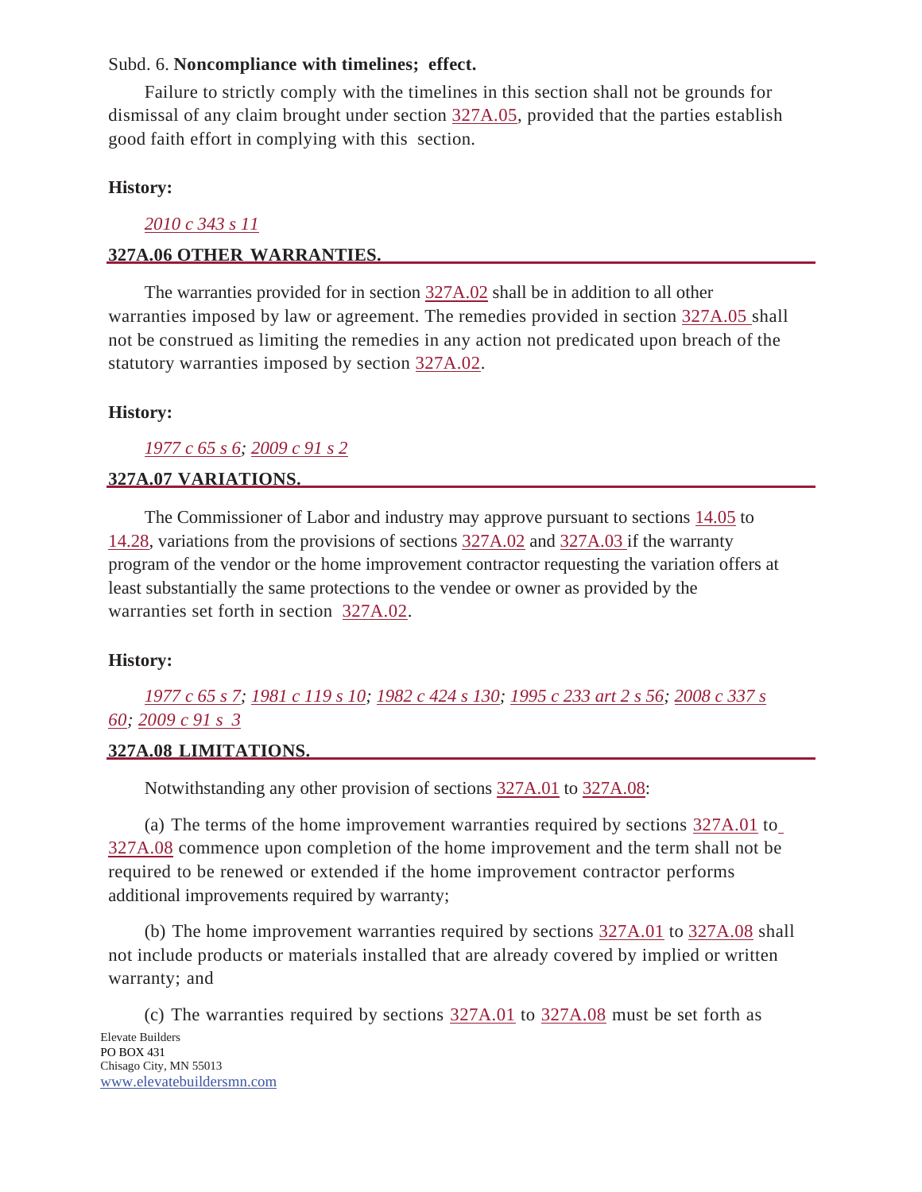Subd. 6. **Noncompliance with timelines; effect.**

Failure to strictly comply with the timelines in this section shall not be grounds for dismissal of any claim brought under section 327A.05, provided that the parties establish good faith effort in complying with this section.

**History:**

*2010 c 343 s 11*

## 327A.06 OTHER WARRANTIES.

The warranties provided for in section 327A.02 shall be in addition to all other warranties imposed by law or agreement. The remedies provided in section 327A.05 shall not be construed as limiting the remedies in any action not predicated upon breach of the statutory warranties imposed by section 327A.02.

**History:**

*1977 c 65 s 6; 2009 c 91 s 2*

## 327A.07 VARIATIONS.

The Commissioner of Labor and industry may approve pursuant to sections 14.05 to 14.28, variations from the provisions of sections 327A.02 and 327A.03 if the warranty program of the vendor or the home improvement contractor requesting the variation offers at least substantially the same protections to the vendee or owner as provided by the warranties set forth in section 327A.02.

**History:**

*1977 c 65 s 7; 1981 c 119 s 10; 1982 c 424 s 130; 1995 c 233 art 2 s 56; 2008 c 337 s 60; 2009 c 91 s 3*

## 327A.08 LIMITATIONS.

Notwithstanding any other provision of sections 327A.01 to 327A.08:

(a) The terms of the home improvement warranties required by sections 327A.01 to 327A.08 commence upon completion of the home improvement and the term shall not be required to be renewed or extended if the home improvement contractor performs additional improvements required by warranty;

(b) The home improvement warranties required by sections 327A.01 to 327A.08 shall not include products or materials installed that are already covered by implied or written warranty; and

(c) The warranties required by sections 327A.01 to 327A.08 must be set forth as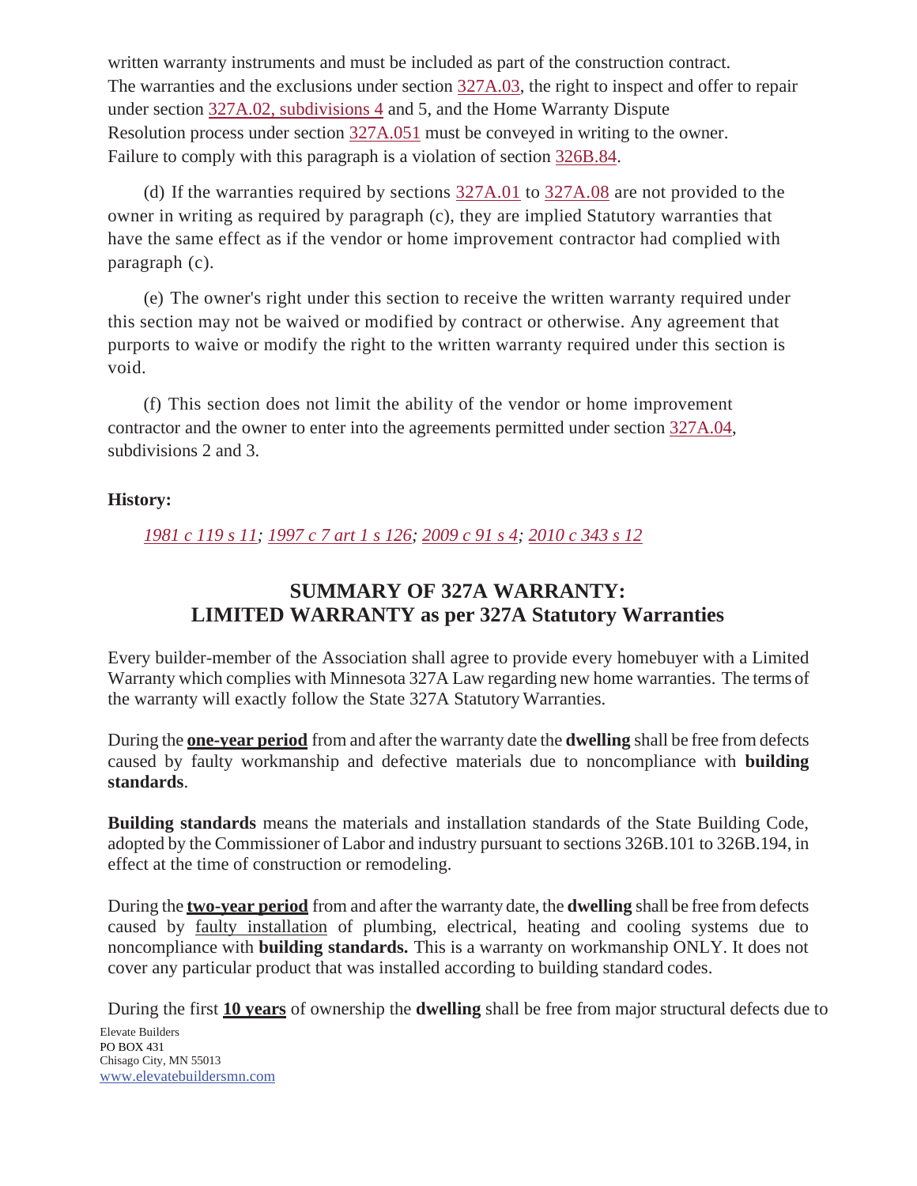written warranty instruments and must be included as part of the construction contract. The warranties and the exclusions under section 327A.03, the right to inspect and offer to repair under section 327A.02, subdivisions 4 and 5, and the Home Warranty Dispute Resolution process under section 327A.051 must be conveyed in writing to the owner. Failure to comply with this paragraph is a violation of section 326B.84.

(d) If the warranties required by sections 327A.01 to 327A.08 are not provided to the owner in writing as required by paragraph (c), they are implied Statutory warranties that have the same effect as if the vendor or home improvement contractor had complied with paragraph (c).

(e) The owner's right under this section to receive the written warranty required under this section may not be waived or modified by contract or otherwise. Any agreement that purports to waive or modify the right to the written warranty required under this section is void.

(f) This section does not limit the ability of the vendor or home improvement contractor and the owner to enter into the agreements permitted under section 327A.04, subdivisions 2 and 3.

**History:**

*1981 c 119 s 11; 1997 c 7 art 1 s 126; 2009 c 91 s 4; 2010 c 343 s 12*

## SUMMARY OF 327A WARRANTY: LIMITED WARRANTY as per 327A Statutory Warranties

Every builder-member of the Association shall agree to provide every homebuyer with a Limited Warranty which complies with Minnesota 327A Law regarding new home warranties. The terms of the warranty will exactly follow the State 327A Statutory Warranties.

During the **one-year period** from and after the warranty date the **dwelling** shall be free from defects caused by faulty workmanship and defective materials due to noncompliance with **building standards**.

**Building standards** means the materials and installation standards of the State Building Code, adopted by the Commissioner of Labor and industry pursuant to sections 326B.101 to 326B.194, in effect at the time of construction or remodeling.

During the **two-year period** from and after the warranty date, the **dwelling** shall be free from defects caused by faulty installation of plumbing, electrical, heating and cooling systems due to noncompliance with **building standards.** This is a warranty on workmanship ONLY. It does not cover any particular product that was installed according to building standard codes.

During the first **10 years** of ownership the **dwelling** shall be free from major structural defects due to

Elevate Builders
PO BOX 431
Chisago City, MN 55013
www.elevatebuildersmn.com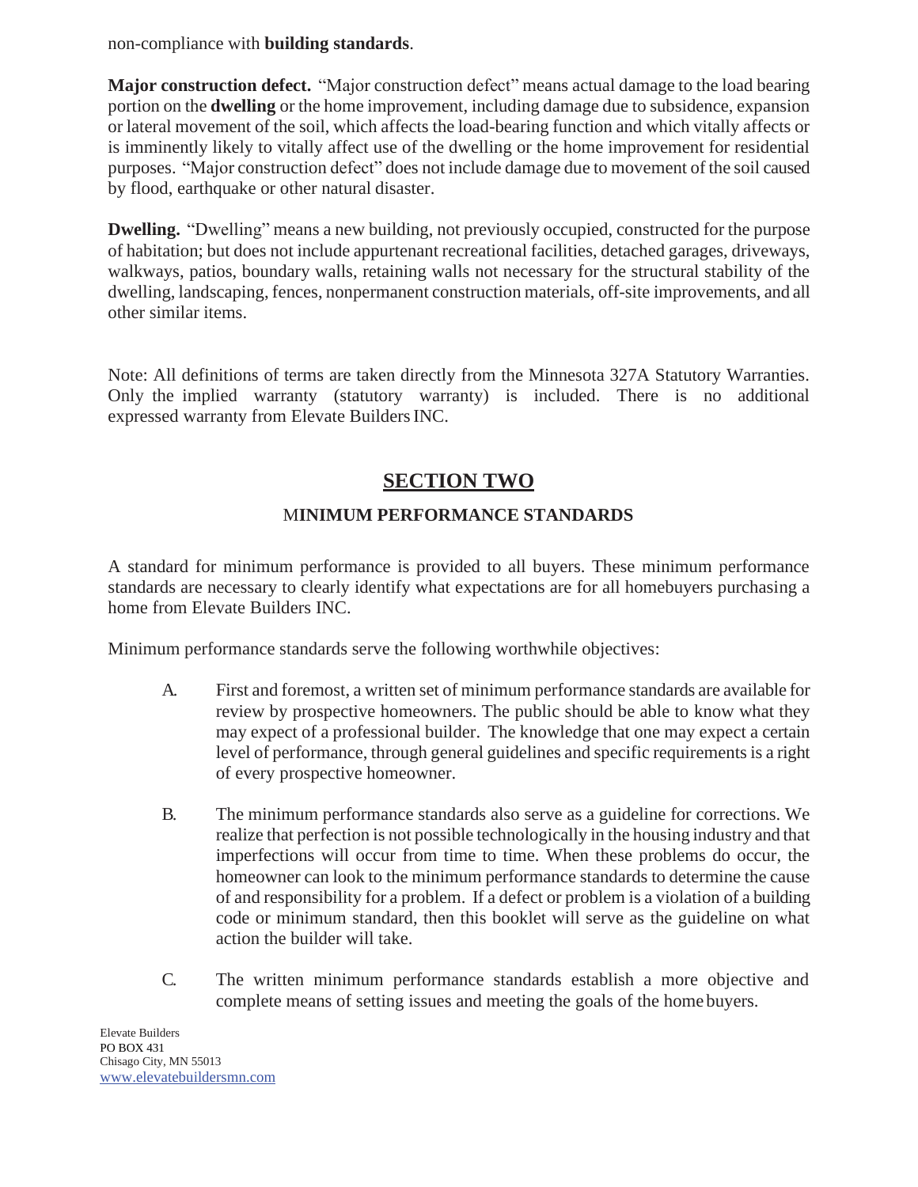non-compliance with **building standards**.

**Major construction defect.** "Major construction defect" means actual damage to the load bearing portion on the **dwelling** or the home improvement, including damage due to subsidence, expansion or lateral movement of the soil, which affects the load-bearing function and which vitally affects or is imminently likely to vitally affect use of the dwelling or the home improvement for residential purposes. "Major construction defect" does not include damage due to movement of the soil caused by flood, earthquake or other natural disaster.

**Dwelling.** "Dwelling" means a new building, not previously occupied, constructed for the purpose of habitation; but does not include appurtenant recreational facilities, detached garages, driveways, walkways, patios, boundary walls, retaining walls not necessary for the structural stability of the dwelling, landscaping, fences, nonpermanent construction materials, off-site improvements, and all other similar items.

Note: All definitions of terms are taken directly from the Minnesota 327A Statutory Warranties. Only the implied warranty (statutory warranty) is included. There is no additional expressed warranty from Elevate Builders INC.

## SECTION TWO

### MINIMUM PERFORMANCE STANDARDS

A standard for minimum performance is provided to all buyers. These minimum performance standards are necessary to clearly identify what expectations are for all homebuyers purchasing a home from Elevate Builders INC.

Minimum performance standards serve the following worthwhile objectives:

A. First and foremost, a written set of minimum performance standards are available for review by prospective homeowners. The public should be able to know what they may expect of a professional builder. The knowledge that one may expect a certain level of performance, through general guidelines and specific requirements is a right of every prospective homeowner.

B. The minimum performance standards also serve as a guideline for corrections. We realize that perfection is not possible technologically in the housing industry and that imperfections will occur from time to time. When these problems do occur, the homeowner can look to the minimum performance standards to determine the cause of and responsibility for a problem. If a defect or problem is a violation of a building code or minimum standard, then this booklet will serve as the guideline on what action the builder will take.

C. The written minimum performance standards establish a more objective and complete means of setting issues and meeting the goals of the home buyers.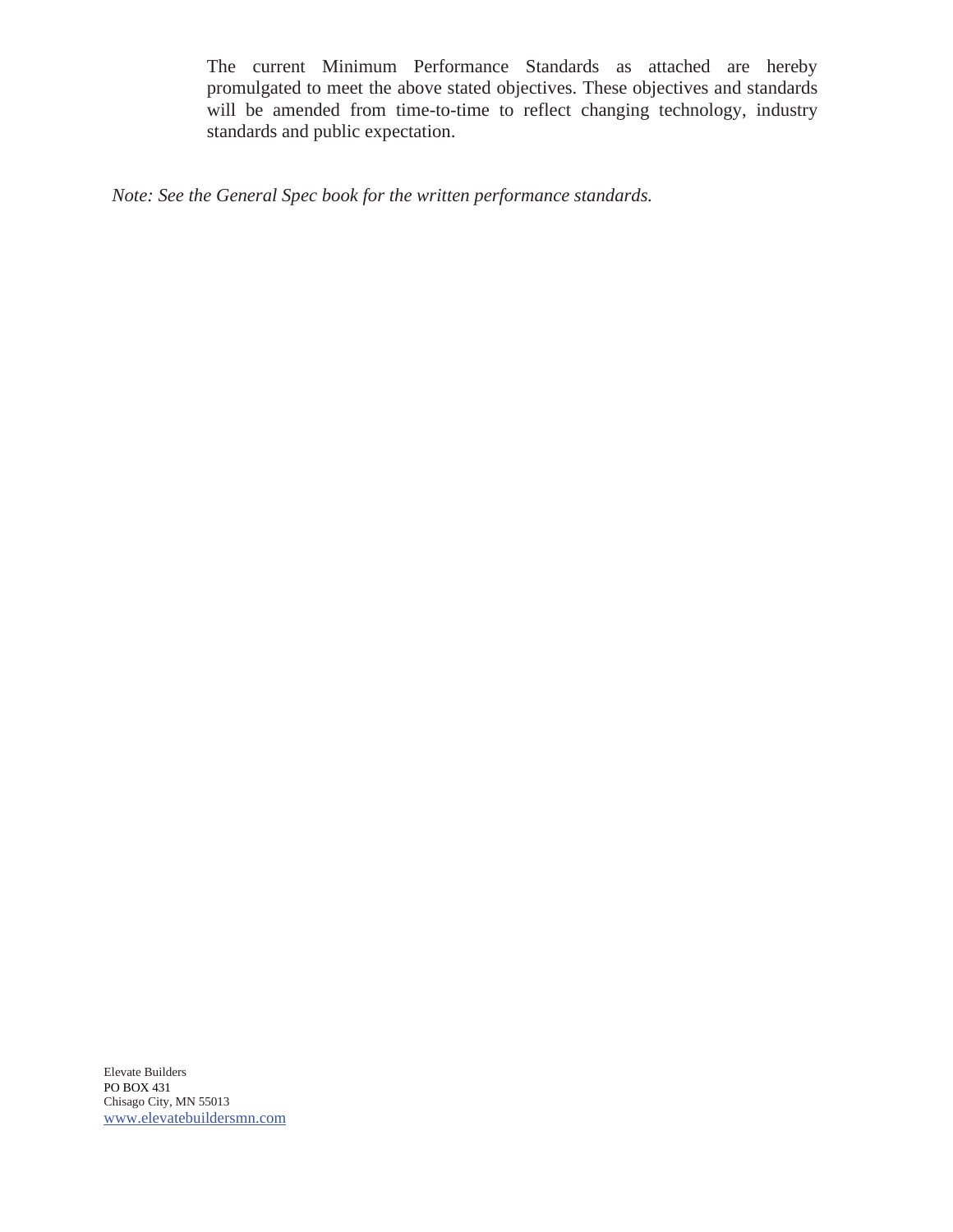The current Minimum Performance Standards as attached are hereby promulgated to meet the above stated objectives. These objectives and standards will be amended from time-to-time to reflect changing technology, industry standards and public expectation.

*Note: See the General Spec book for the written performance standards.*

Elevate Builders
PO BOX 431
Chisago City, MN 55013
www.elevatebuildersmn.com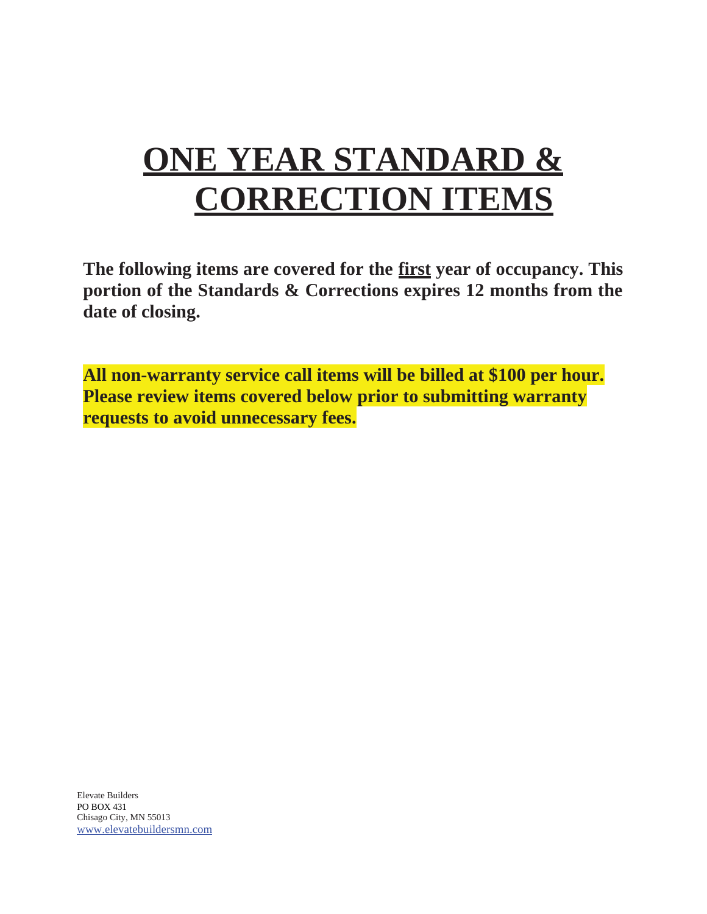# ONE YEAR STANDARD & CORRECTION ITEMS

**The following items are covered for the first year of occupancy. This portion of the Standards & Corrections expires 12 months from the date of closing.**

**All non-warranty service call items will be billed at $100 per hour. Please review items covered below prior to submitting warranty requests to avoid unnecessary fees.**

Elevate Builders
PO BOX 431
Chisago City, MN 55013
www.elevatebuildersmn.com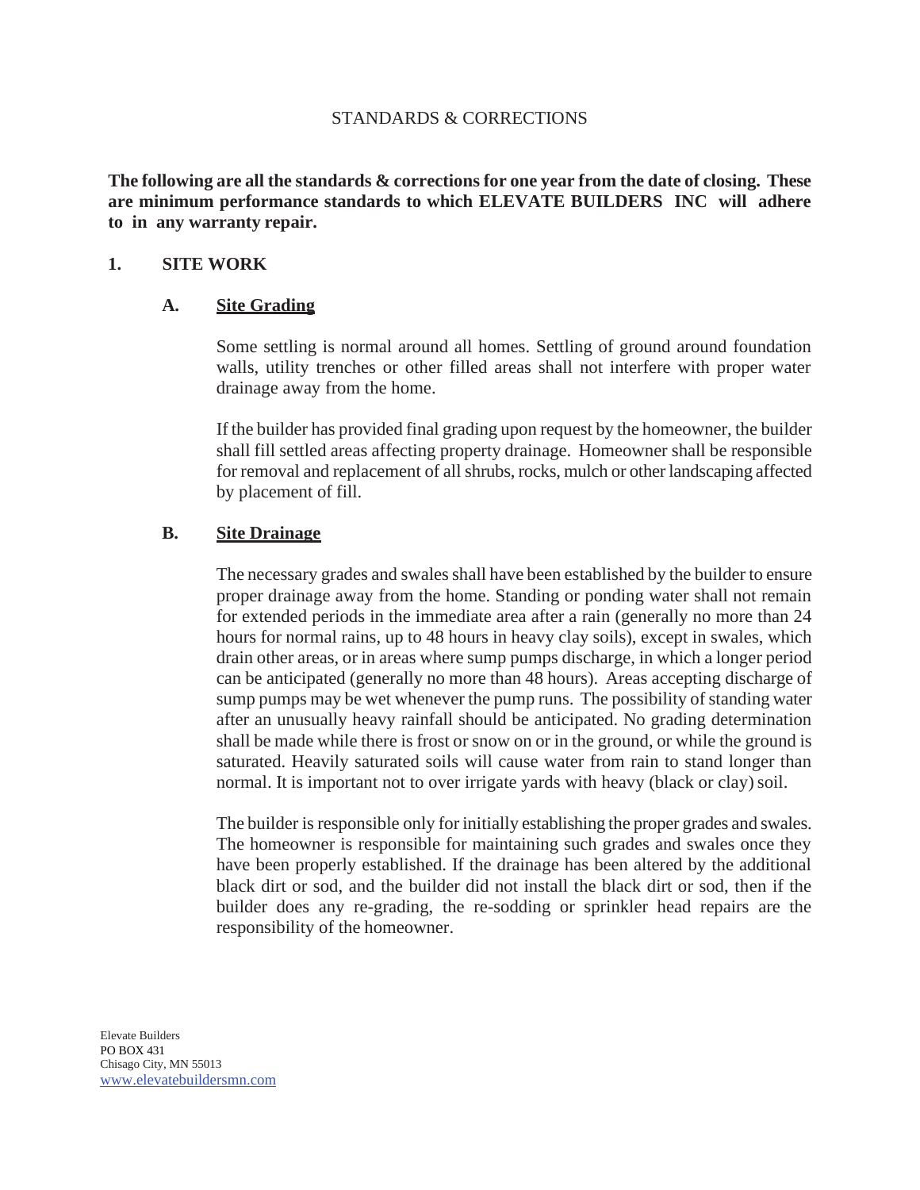STANDARDS & CORRECTIONS

**The following are all the standards & corrections for one year from the date of closing. These are minimum performance standards to which ELEVATE BUILDERS INC will adhere to in any warranty repair.**

## 1. SITE WORK

### A. Site Grading

Some settling is normal around all homes. Settling of ground around foundation walls, utility trenches or other filled areas shall not interfere with proper water drainage away from the home.

If the builder has provided final grading upon request by the homeowner, the builder shall fill settled areas affecting property drainage. Homeowner shall be responsible for removal and replacement of all shrubs, rocks, mulch or other landscaping affected by placement of fill.

### B. Site Drainage

The necessary grades and swales shall have been established by the builder to ensure proper drainage away from the home. Standing or ponding water shall not remain for extended periods in the immediate area after a rain (generally no more than 24 hours for normal rains, up to 48 hours in heavy clay soils), except in swales, which drain other areas, or in areas where sump pumps discharge, in which a longer period can be anticipated (generally no more than 48 hours). Areas accepting discharge of sump pumps may be wet whenever the pump runs. The possibility of standing water after an unusually heavy rainfall should be anticipated. No grading determination shall be made while there is frost or snow on or in the ground, or while the ground is saturated. Heavily saturated soils will cause water from rain to stand longer than normal. It is important not to over irrigate yards with heavy (black or clay) soil.

The builder is responsible only for initially establishing the proper grades and swales. The homeowner is responsible for maintaining such grades and swales once they have been properly established. If the drainage has been altered by the additional black dirt or sod, and the builder did not install the black dirt or sod, then if the builder does any re-grading, the re-sodding or sprinkler head repairs are the responsibility of the homeowner.

Elevate Builders
PO BOX 431
Chisago City, MN 55013
www.elevatebuildersmn.com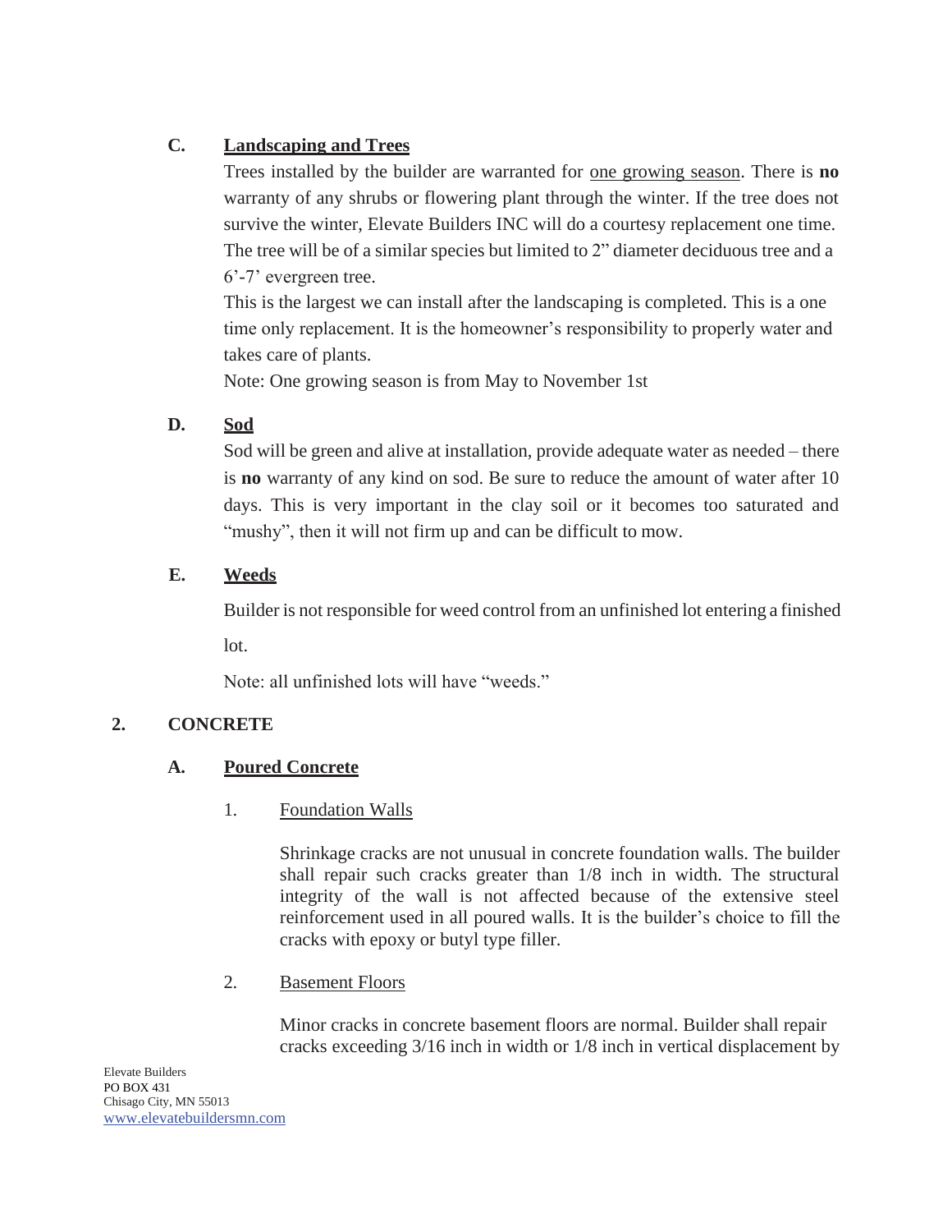### C. Landscaping and Trees

Trees installed by the builder are warranted for one growing season. There is **no** warranty of any shrubs or flowering plant through the winter. If the tree does not survive the winter, Elevate Builders INC will do a courtesy replacement one time. The tree will be of a similar species but limited to 2" diameter deciduous tree and a 6'-7' evergreen tree.

This is the largest we can install after the landscaping is completed. This is a one time only replacement. It is the homeowner's responsibility to properly water and takes care of plants.

Note: One growing season is from May to November 1st

### D. Sod

Sod will be green and alive at installation, provide adequate water as needed – there is **no** warranty of any kind on sod. Be sure to reduce the amount of water after 10 days. This is very important in the clay soil or it becomes too saturated and "mushy", then it will not firm up and can be difficult to mow.

### E. Weeds

Builder is not responsible for weed control from an unfinished lot entering a finished lot.

Note: all unfinished lots will have "weeds."

## 2. CONCRETE

### A. Poured Concrete

#### 1. Foundation Walls

Shrinkage cracks are not unusual in concrete foundation walls. The builder shall repair such cracks greater than 1/8 inch in width. The structural integrity of the wall is not affected because of the extensive steel reinforcement used in all poured walls. It is the builder's choice to fill the cracks with epoxy or butyl type filler.

#### 2. Basement Floors

Minor cracks in concrete basement floors are normal. Builder shall repair cracks exceeding 3/16 inch in width or 1/8 inch in vertical displacement by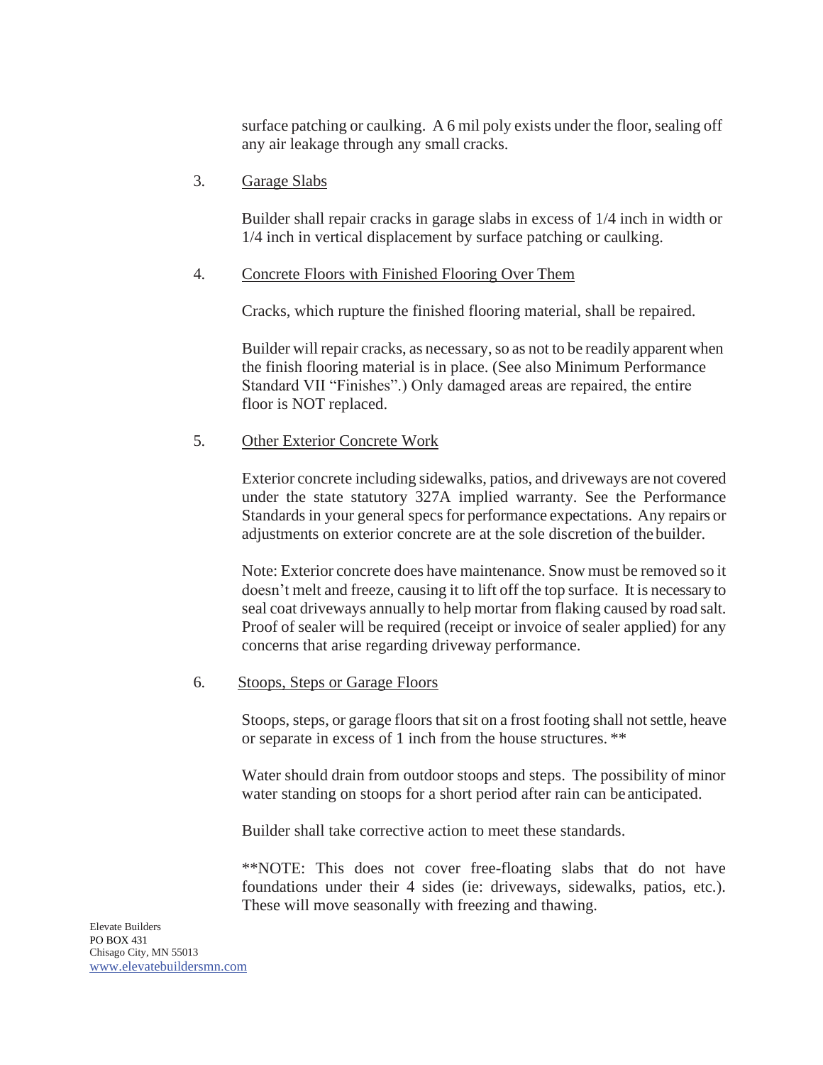surface patching or caulking. A 6 mil poly exists under the floor, sealing off any air leakage through any small cracks.

3. Garage Slabs

Builder shall repair cracks in garage slabs in excess of 1/4 inch in width or 1/4 inch in vertical displacement by surface patching or caulking.

4. Concrete Floors with Finished Flooring Over Them

Cracks, which rupture the finished flooring material, shall be repaired.

Builder will repair cracks, as necessary, so as not to be readily apparent when the finish flooring material is in place. (See also Minimum Performance Standard VII "Finishes".) Only damaged areas are repaired, the entire floor is NOT replaced.

5. Other Exterior Concrete Work

Exterior concrete including sidewalks, patios, and driveways are not covered under the state statutory 327A implied warranty. See the Performance Standards in your general specs for performance expectations. Any repairs or adjustments on exterior concrete are at the sole discretion of the builder.

Note: Exterior concrete does have maintenance. Snow must be removed so it doesn't melt and freeze, causing it to lift off the top surface. It is necessary to seal coat driveways annually to help mortar from flaking caused by road salt. Proof of sealer will be required (receipt or invoice of sealer applied) for any concerns that arise regarding driveway performance.

6. Stoops, Steps or Garage Floors

Stoops, steps, or garage floors that sit on a frost footing shall not settle, heave or separate in excess of 1 inch from the house structures. **

Water should drain from outdoor stoops and steps. The possibility of minor water standing on stoops for a short period after rain can be anticipated.

Builder shall take corrective action to meet these standards.

**NOTE: This does not cover free-floating slabs that do not have foundations under their 4 sides (ie: driveways, sidewalks, patios, etc.). These will move seasonally with freezing and thawing.

Elevate Builders
PO BOX 431
Chisago City, MN 55013
www.elevatebuildersmn.com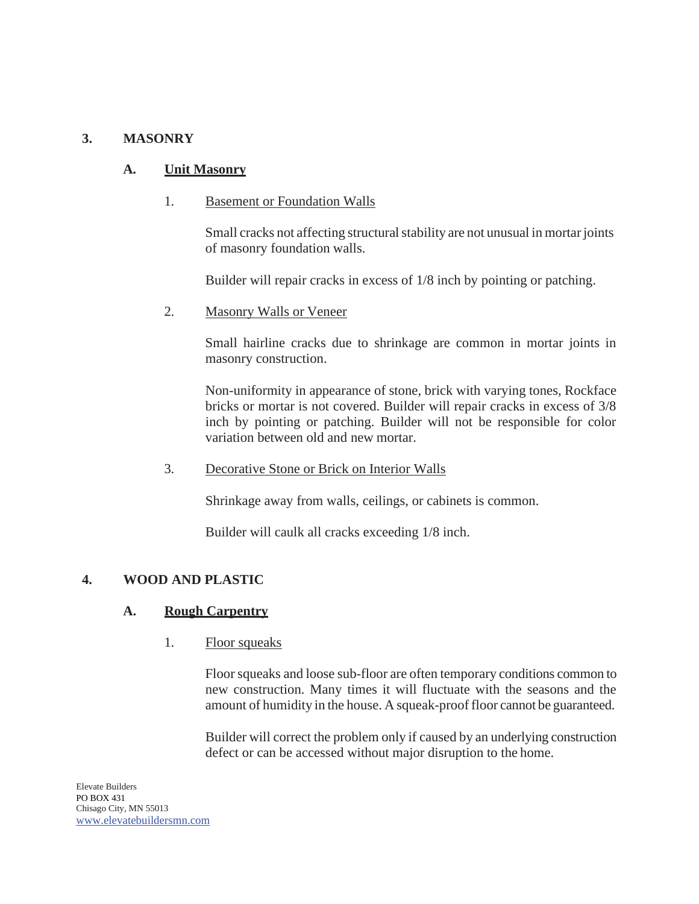## 3. MASONRY

### A. Unit Masonry

#### 1. Basement or Foundation Walls

Small cracks not affecting structural stability are not unusual in mortar joints of masonry foundation walls.

Builder will repair cracks in excess of 1/8 inch by pointing or patching.

#### 2. Masonry Walls or Veneer

Small hairline cracks due to shrinkage are common in mortar joints in masonry construction.

Non-uniformity in appearance of stone, brick with varying tones, Rockface bricks or mortar is not covered. Builder will repair cracks in excess of 3/8 inch by pointing or patching. Builder will not be responsible for color variation between old and new mortar.

#### 3. Decorative Stone or Brick on Interior Walls

Shrinkage away from walls, ceilings, or cabinets is common.

Builder will caulk all cracks exceeding 1/8 inch.

## 4. WOOD AND PLASTIC

### A. Rough Carpentry

#### 1. Floor squeaks

Floor squeaks and loose sub-floor are often temporary conditions common to new construction. Many times it will fluctuate with the seasons and the amount of humidity in the house. A squeak-proof floor cannot be guaranteed.

Builder will correct the problem only if caused by an underlying construction defect or can be accessed without major disruption to the home.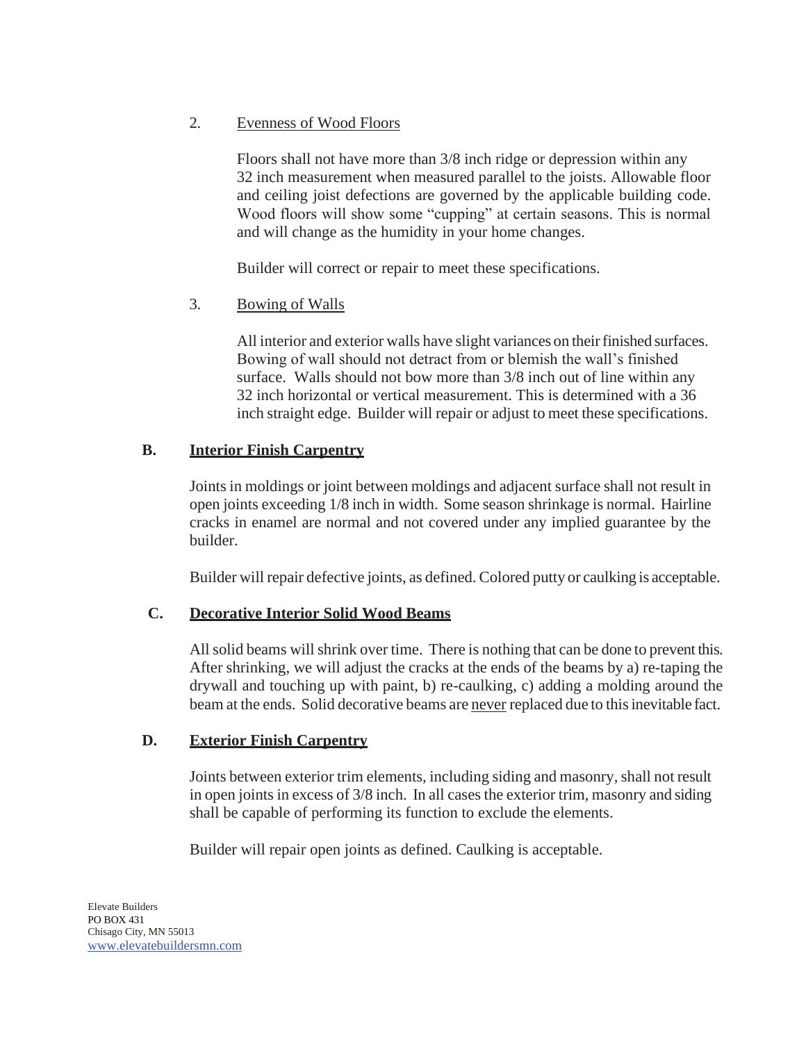2. Evenness of Wood Floors

Floors shall not have more than 3/8 inch ridge or depression within any 32 inch measurement when measured parallel to the joists. Allowable floor and ceiling joist defections are governed by the applicable building code. Wood floors will show some "cupping" at certain seasons. This is normal and will change as the humidity in your home changes.

Builder will correct or repair to meet these specifications.

3. Bowing of Walls

All interior and exterior walls have slight variances on their finished surfaces. Bowing of wall should not detract from or blemish the wall's finished surface. Walls should not bow more than 3/8 inch out of line within any 32 inch horizontal or vertical measurement. This is determined with a 36 inch straight edge. Builder will repair or adjust to meet these specifications.

## B. Interior Finish Carpentry

Joints in moldings or joint between moldings and adjacent surface shall not result in open joints exceeding 1/8 inch in width. Some season shrinkage is normal. Hairline cracks in enamel are normal and not covered under any implied guarantee by the builder.

Builder will repair defective joints, as defined. Colored putty or caulking is acceptable.

## C. Decorative Interior Solid Wood Beams

All solid beams will shrink over time. There is nothing that can be done to prevent this. After shrinking, we will adjust the cracks at the ends of the beams by a) re-taping the drywall and touching up with paint, b) re-caulking, c) adding a molding around the beam at the ends. Solid decorative beams are never replaced due to this inevitable fact.

## D. Exterior Finish Carpentry

Joints between exterior trim elements, including siding and masonry, shall not result in open joints in excess of 3/8 inch. In all cases the exterior trim, masonry and siding shall be capable of performing its function to exclude the elements.

Builder will repair open joints as defined. Caulking is acceptable.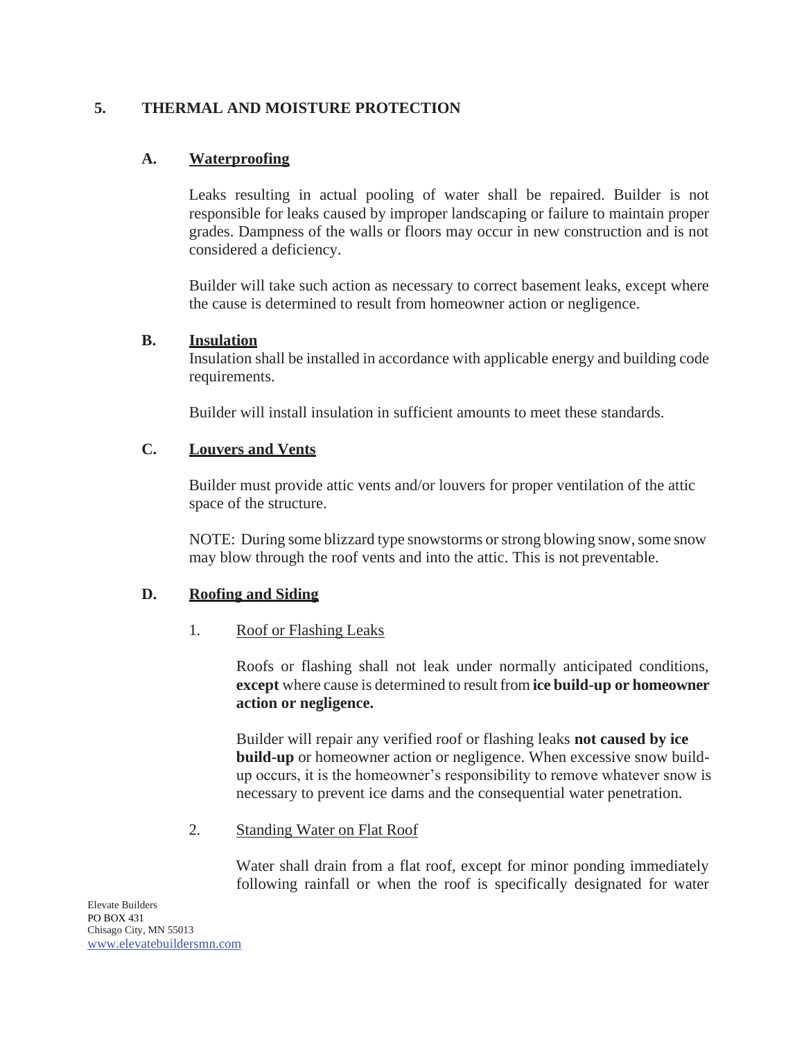## 5. THERMAL AND MOISTURE PROTECTION

### A. Waterproofing

Leaks resulting in actual pooling of water shall be repaired. Builder is not responsible for leaks caused by improper landscaping or failure to maintain proper grades. Dampness of the walls or floors may occur in new construction and is not considered a deficiency.

Builder will take such action as necessary to correct basement leaks, except where the cause is determined to result from homeowner action or negligence.

### B. Insulation

Insulation shall be installed in accordance with applicable energy and building code requirements.

Builder will install insulation in sufficient amounts to meet these standards.

### C. Louvers and Vents

Builder must provide attic vents and/or louvers for proper ventilation of the attic space of the structure.

NOTE: During some blizzard type snowstorms or strong blowing snow, some snow may blow through the roof vents and into the attic. This is not preventable.

### D. Roofing and Siding

1. Roof or Flashing Leaks

Roofs or flashing shall not leak under normally anticipated conditions, **except** where cause is determined to result from **ice build-up or homeowner action or negligence.**

Builder will repair any verified roof or flashing leaks **not caused by ice build-up** or homeowner action or negligence. When excessive snow build-up occurs, it is the homeowner's responsibility to remove whatever snow is necessary to prevent ice dams and the consequential water penetration.

2. Standing Water on Flat Roof

Water shall drain from a flat roof, except for minor ponding immediately following rainfall or when the roof is specifically designated for water

Elevate Builders
PO BOX 431
Chisago City, MN 55013
www.elevatebuildersmn.com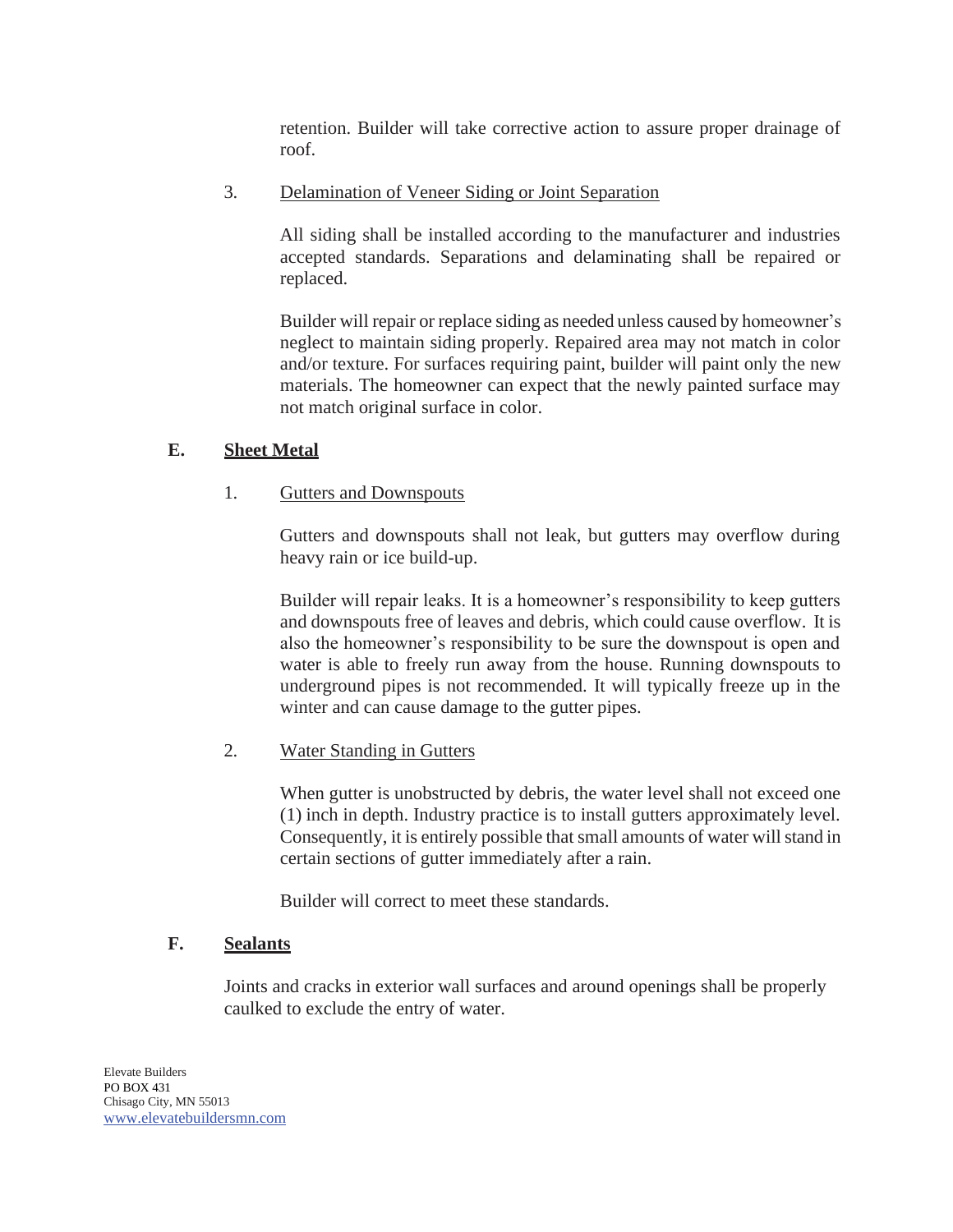retention. Builder will take corrective action to assure proper drainage of roof.

3. Delamination of Veneer Siding or Joint Separation

All siding shall be installed according to the manufacturer and industries accepted standards. Separations and delaminating shall be repaired or replaced.

Builder will repair or replace siding as needed unless caused by homeowner's neglect to maintain siding properly. Repaired area may not match in color and/or texture. For surfaces requiring paint, builder will paint only the new materials. The homeowner can expect that the newly painted surface may not match original surface in color.

## E. Sheet Metal

1. Gutters and Downspouts

Gutters and downspouts shall not leak, but gutters may overflow during heavy rain or ice build-up.

Builder will repair leaks. It is a homeowner's responsibility to keep gutters and downspouts free of leaves and debris, which could cause overflow. It is also the homeowner's responsibility to be sure the downspout is open and water is able to freely run away from the house. Running downspouts to underground pipes is not recommended. It will typically freeze up in the winter and can cause damage to the gutter pipes.

2. Water Standing in Gutters

When gutter is unobstructed by debris, the water level shall not exceed one (1) inch in depth. Industry practice is to install gutters approximately level. Consequently, it is entirely possible that small amounts of water will stand in certain sections of gutter immediately after a rain.

Builder will correct to meet these standards.

## F. Sealants

Joints and cracks in exterior wall surfaces and around openings shall be properly caulked to exclude the entry of water.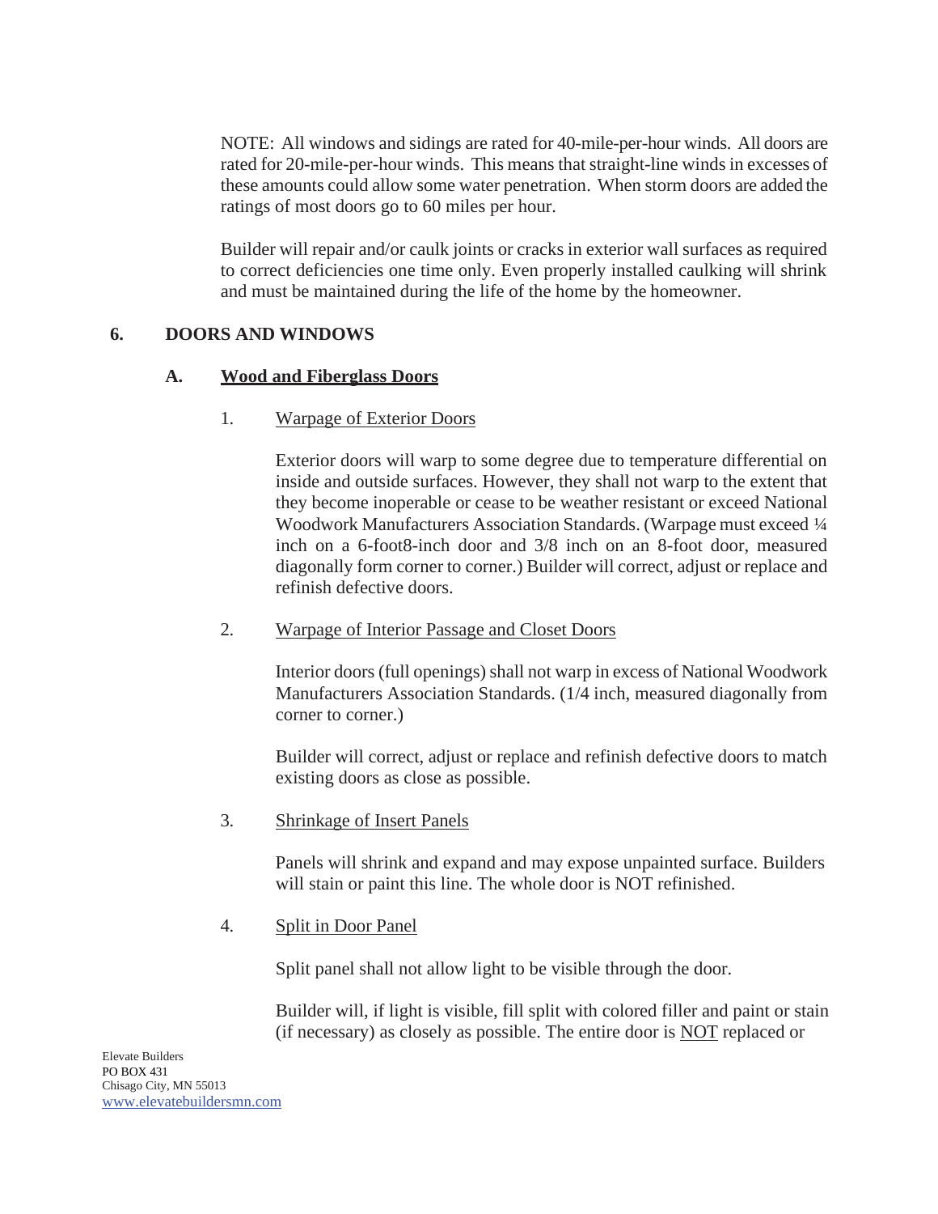NOTE: All windows and sidings are rated for 40-mile-per-hour winds. All doors are rated for 20-mile-per-hour winds. This means that straight-line winds in excesses of these amounts could allow some water penetration. When storm doors are added the ratings of most doors go to 60 miles per hour.

Builder will repair and/or caulk joints or cracks in exterior wall surfaces as required to correct deficiencies one time only. Even properly installed caulking will shrink and must be maintained during the life of the home by the homeowner.

## 6. DOORS AND WINDOWS

### A. Wood and Fiberglass Doors

1. Warpage of Exterior Doors

   Exterior doors will warp to some degree due to temperature differential on inside and outside surfaces. However, they shall not warp to the extent that they become inoperable or cease to be weather resistant or exceed National Woodwork Manufacturers Association Standards. (Warpage must exceed ¼ inch on a 6-foot8-inch door and 3/8 inch on an 8-foot door, measured diagonally form corner to corner.) Builder will correct, adjust or replace and refinish defective doors.

2. Warpage of Interior Passage and Closet Doors

   Interior doors (full openings) shall not warp in excess of National Woodwork Manufacturers Association Standards. (1/4 inch, measured diagonally from corner to corner.)

   Builder will correct, adjust or replace and refinish defective doors to match existing doors as close as possible.

3. Shrinkage of Insert Panels

   Panels will shrink and expand and may expose unpainted surface. Builders will stain or paint this line. The whole door is NOT refinished.

4. Split in Door Panel

   Split panel shall not allow light to be visible through the door.

   Builder will, if light is visible, fill split with colored filler and paint or stain (if necessary) as closely as possible. The entire door is NOT replaced or

Elevate Builders
PO BOX 431
Chisago City, MN 55013
www.elevatebuildersmn.com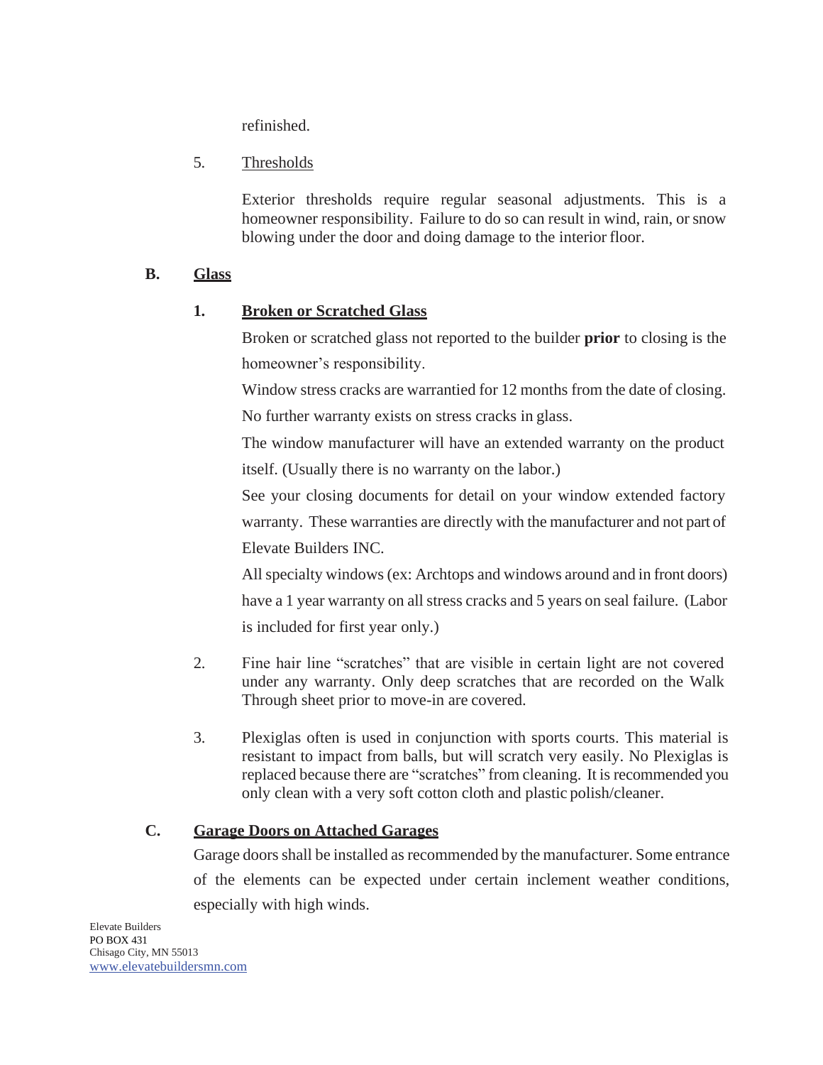refinished.

5. Thresholds

   Exterior thresholds require regular seasonal adjustments. This is a homeowner responsibility. Failure to do so can result in wind, rain, or snow blowing under the door and doing damage to the interior floor.

## B. Glass

### 1. Broken or Scratched Glass

Broken or scratched glass not reported to the builder **prior** to closing is the homeowner's responsibility.

Window stress cracks are warrantied for 12 months from the date of closing. No further warranty exists on stress cracks in glass.

The window manufacturer will have an extended warranty on the product itself. (Usually there is no warranty on the labor.)

See your closing documents for detail on your window extended factory warranty. These warranties are directly with the manufacturer and not part of Elevate Builders INC.

All specialty windows (ex: Archtops and windows around and in front doors) have a 1 year warranty on all stress cracks and 5 years on seal failure. (Labor is included for first year only.)

2. Fine hair line "scratches" that are visible in certain light are not covered under any warranty. Only deep scratches that are recorded on the Walk Through sheet prior to move-in are covered.

3. Plexiglas often is used in conjunction with sports courts. This material is resistant to impact from balls, but will scratch very easily. No Plexiglas is replaced because there are "scratches" from cleaning. It is recommended you only clean with a very soft cotton cloth and plastic polish/cleaner.

## C. Garage Doors on Attached Garages

Garage doors shall be installed as recommended by the manufacturer. Some entrance of the elements can be expected under certain inclement weather conditions, especially with high winds.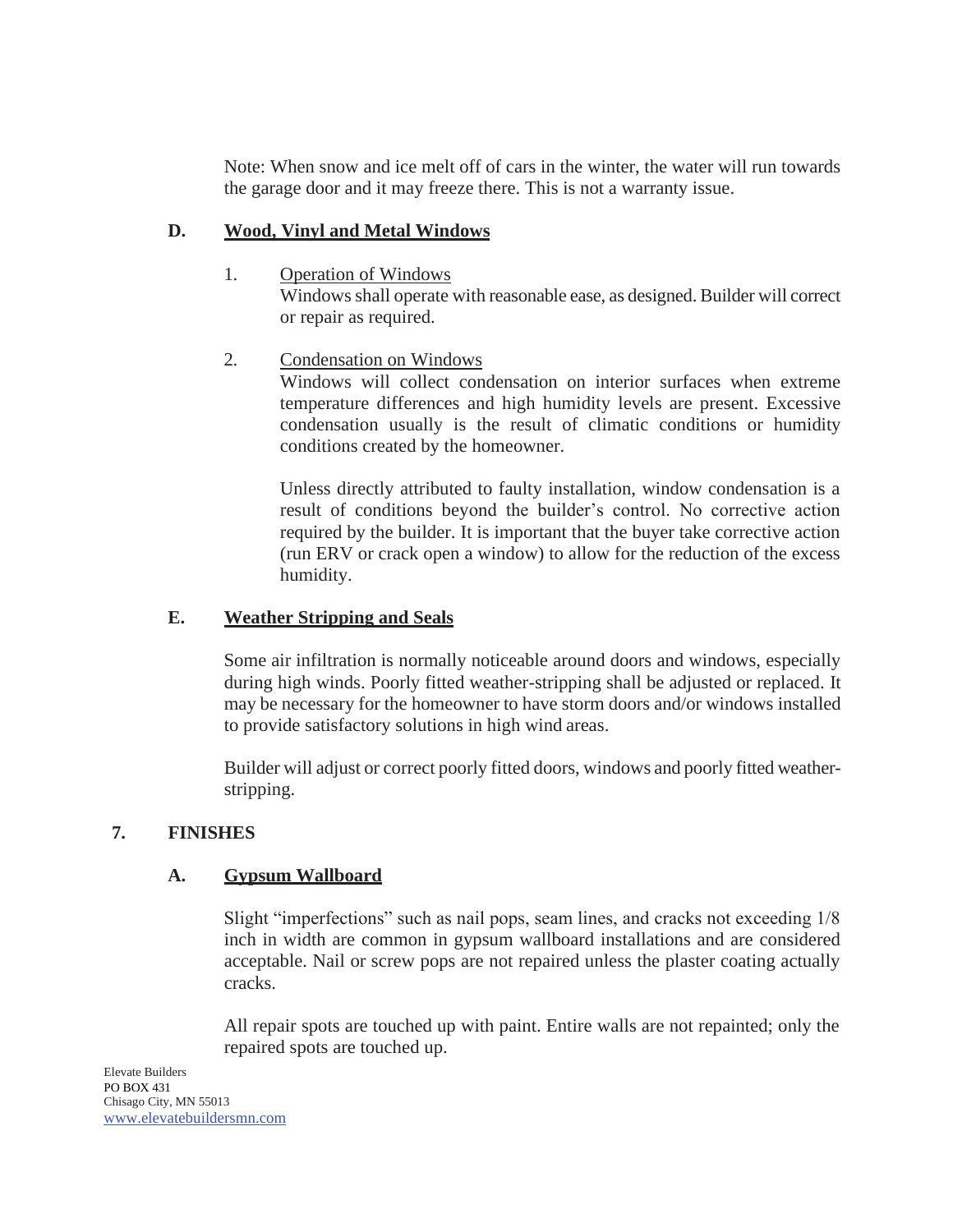Note: When snow and ice melt off of cars in the winter, the water will run towards the garage door and it may freeze there. This is not a warranty issue.

### D. Wood, Vinyl and Metal Windows

1. Operation of Windows
   Windows shall operate with reasonable ease, as designed. Builder will correct or repair as required.

2. Condensation on Windows
   Windows will collect condensation on interior surfaces when extreme temperature differences and high humidity levels are present. Excessive condensation usually is the result of climatic conditions or humidity conditions created by the homeowner.

   Unless directly attributed to faulty installation, window condensation is a result of conditions beyond the builder's control. No corrective action required by the builder. It is important that the buyer take corrective action (run ERV or crack open a window) to allow for the reduction of the excess humidity.

### E. Weather Stripping and Seals

Some air infiltration is normally noticeable around doors and windows, especially during high winds. Poorly fitted weather-stripping shall be adjusted or replaced. It may be necessary for the homeowner to have storm doors and/or windows installed to provide satisfactory solutions in high wind areas.

Builder will adjust or correct poorly fitted doors, windows and poorly fitted weather-stripping.

## 7. FINISHES

### A. Gypsum Wallboard

Slight "imperfections" such as nail pops, seam lines, and cracks not exceeding 1/8 inch in width are common in gypsum wallboard installations and are considered acceptable. Nail or screw pops are not repaired unless the plaster coating actually cracks.

All repair spots are touched up with paint. Entire walls are not repainted; only the repaired spots are touched up.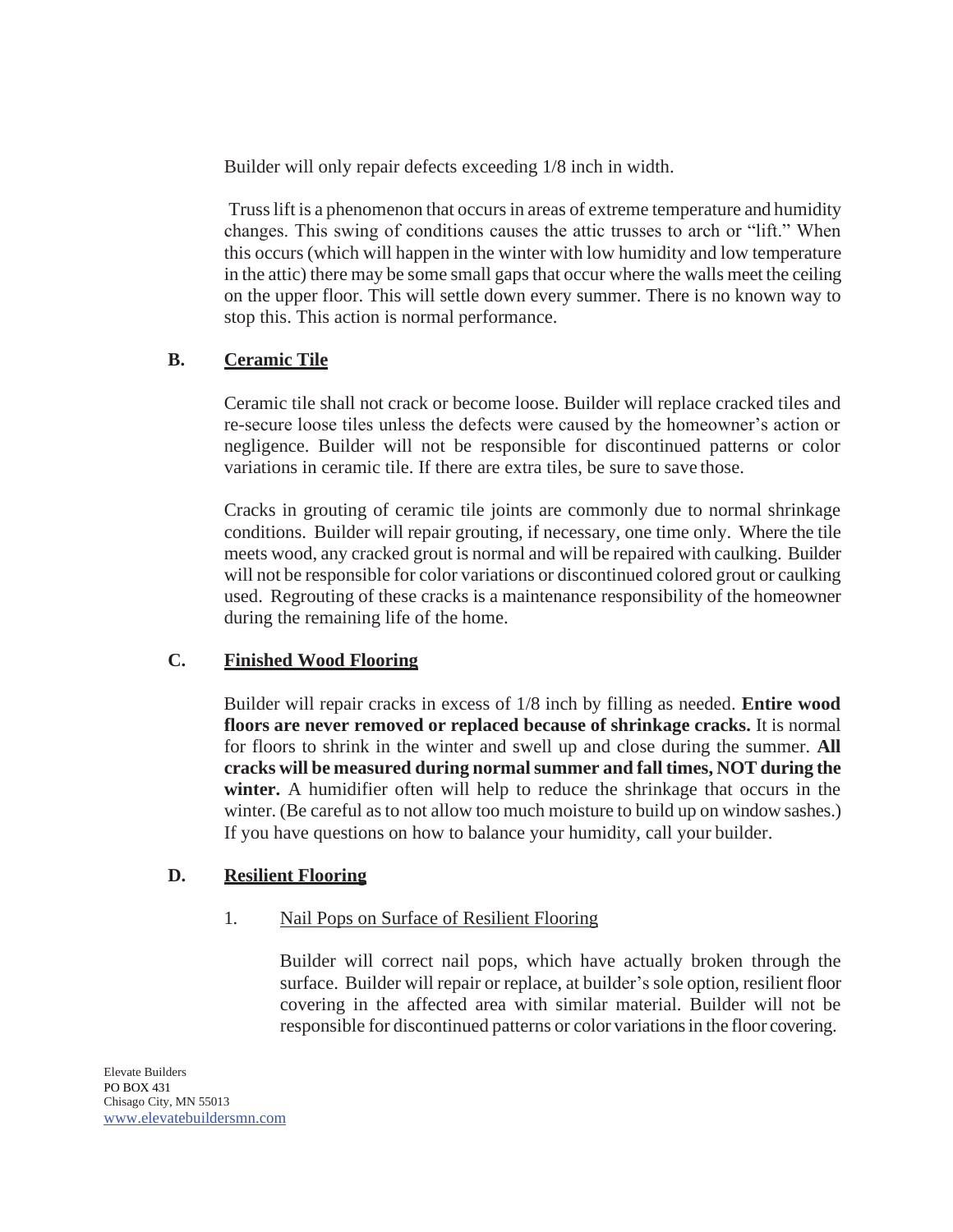Builder will only repair defects exceeding 1/8 inch in width.

Truss lift is a phenomenon that occurs in areas of extreme temperature and humidity changes. This swing of conditions causes the attic trusses to arch or "lift." When this occurs (which will happen in the winter with low humidity and low temperature in the attic) there may be some small gaps that occur where the walls meet the ceiling on the upper floor. This will settle down every summer. There is no known way to stop this. This action is normal performance.

### B. Ceramic Tile

Ceramic tile shall not crack or become loose. Builder will replace cracked tiles and re-secure loose tiles unless the defects were caused by the homeowner's action or negligence. Builder will not be responsible for discontinued patterns or color variations in ceramic tile. If there are extra tiles, be sure to save those.

Cracks in grouting of ceramic tile joints are commonly due to normal shrinkage conditions. Builder will repair grouting, if necessary, one time only. Where the tile meets wood, any cracked grout is normal and will be repaired with caulking. Builder will not be responsible for color variations or discontinued colored grout or caulking used. Regrouting of these cracks is a maintenance responsibility of the homeowner during the remaining life of the home.

### C. Finished Wood Flooring

Builder will repair cracks in excess of 1/8 inch by filling as needed. **Entire wood floors are never removed or replaced because of shrinkage cracks.** It is normal for floors to shrink in the winter and swell up and close during the summer. **All cracks will be measured during normal summer and fall times, NOT during the winter.** A humidifier often will help to reduce the shrinkage that occurs in the winter. (Be careful as to not allow too much moisture to build up on window sashes.) If you have questions on how to balance your humidity, call your builder.

### D. Resilient Flooring

#### 1. Nail Pops on Surface of Resilient Flooring

Builder will correct nail pops, which have actually broken through the surface. Builder will repair or replace, at builder's sole option, resilient floor covering in the affected area with similar material. Builder will not be responsible for discontinued patterns or color variations in the floor covering.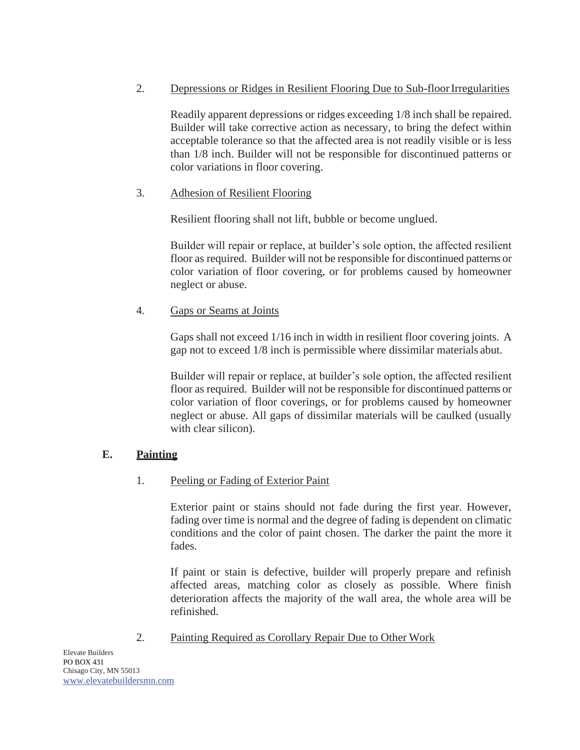2. Depressions or Ridges in Resilient Flooring Due to Sub-floor Irregularities

Readily apparent depressions or ridges exceeding 1/8 inch shall be repaired. Builder will take corrective action as necessary, to bring the defect within acceptable tolerance so that the affected area is not readily visible or is less than 1/8 inch. Builder will not be responsible for discontinued patterns or color variations in floor covering.

3. Adhesion of Resilient Flooring

Resilient flooring shall not lift, bubble or become unglued.

Builder will repair or replace, at builder's sole option, the affected resilient floor as required. Builder will not be responsible for discontinued patterns or color variation of floor covering, or for problems caused by homeowner neglect or abuse.

4. Gaps or Seams at Joints

Gaps shall not exceed 1/16 inch in width in resilient floor covering joints. A gap not to exceed 1/8 inch is permissible where dissimilar materials abut.

Builder will repair or replace, at builder's sole option, the affected resilient floor as required. Builder will not be responsible for discontinued patterns or color variation of floor coverings, or for problems caused by homeowner neglect or abuse. All gaps of dissimilar materials will be caulked (usually with clear silicon).

## E. Painting

1. Peeling or Fading of Exterior Paint

Exterior paint or stains should not fade during the first year. However, fading over time is normal and the degree of fading is dependent on climatic conditions and the color of paint chosen. The darker the paint the more it fades.

If paint or stain is defective, builder will properly prepare and refinish affected areas, matching color as closely as possible. Where finish deterioration affects the majority of the wall area, the whole area will be refinished.

2. Painting Required as Corollary Repair Due to Other Work

Elevate Builders
PO BOX 431
Chisago City, MN 55013
www.elevatebuildersmn.com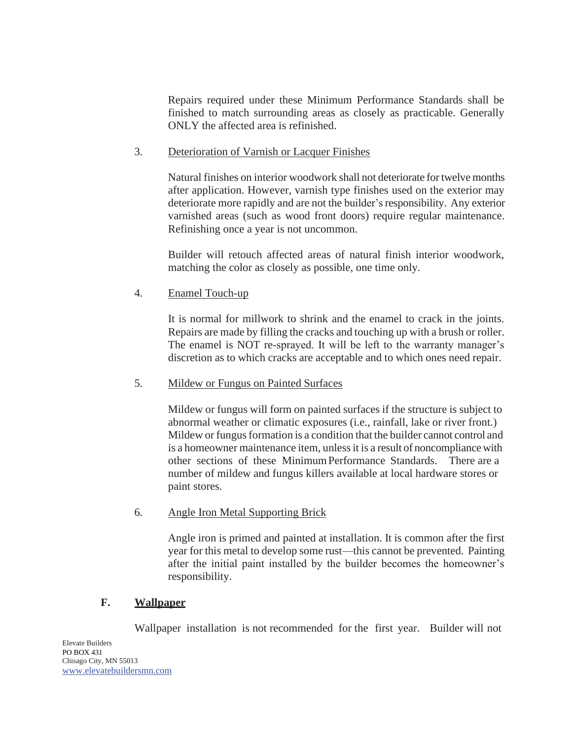Repairs required under these Minimum Performance Standards shall be finished to match surrounding areas as closely as practicable. Generally ONLY the affected area is refinished.

3. Deterioration of Varnish or Lacquer Finishes

Natural finishes on interior woodwork shall not deteriorate for twelve months after application. However, varnish type finishes used on the exterior may deteriorate more rapidly and are not the builder's responsibility. Any exterior varnished areas (such as wood front doors) require regular maintenance. Refinishing once a year is not uncommon.

Builder will retouch affected areas of natural finish interior woodwork, matching the color as closely as possible, one time only.

4. Enamel Touch-up

It is normal for millwork to shrink and the enamel to crack in the joints. Repairs are made by filling the cracks and touching up with a brush or roller. The enamel is NOT re-sprayed. It will be left to the warranty manager's discretion as to which cracks are acceptable and to which ones need repair.

5. Mildew or Fungus on Painted Surfaces

Mildew or fungus will form on painted surfaces if the structure is subject to abnormal weather or climatic exposures (i.e., rainfall, lake or river front.) Mildew or fungus formation is a condition that the builder cannot control and is a homeowner maintenance item, unless it is a result of noncompliance with other sections of these Minimum Performance Standards. There are a number of mildew and fungus killers available at local hardware stores or paint stores.

6. Angle Iron Metal Supporting Brick

Angle iron is primed and painted at installation. It is common after the first year for this metal to develop some rust—this cannot be prevented. Painting after the initial paint installed by the builder becomes the homeowner's responsibility.

### F. Wallpaper

Wallpaper installation is not recommended for the first year. Builder will not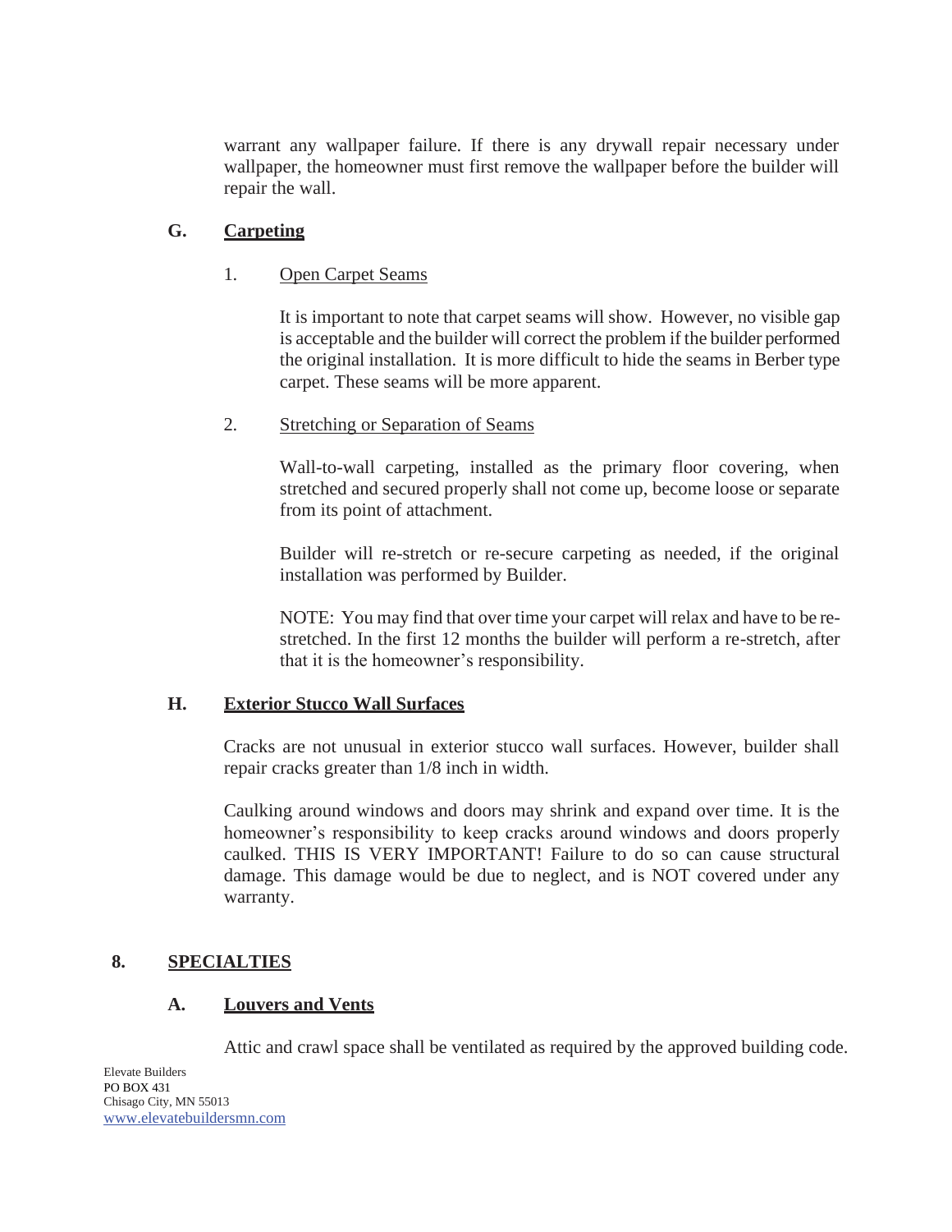warrant any wallpaper failure. If there is any drywall repair necessary under wallpaper, the homeowner must first remove the wallpaper before the builder will repair the wall.

### G. <u>Carpeting</u>

1. <u>Open Carpet Seams</u>

   It is important to note that carpet seams will show. However, no visible gap is acceptable and the builder will correct the problem if the builder performed the original installation. It is more difficult to hide the seams in Berber type carpet. These seams will be more apparent.

2. <u>Stretching or Separation of Seams</u>

   Wall-to-wall carpeting, installed as the primary floor covering, when stretched and secured properly shall not come up, become loose or separate from its point of attachment.

   Builder will re-stretch or re-secure carpeting as needed, if the original installation was performed by Builder.

   NOTE: You may find that over time your carpet will relax and have to be re-stretched. In the first 12 months the builder will perform a re-stretch, after that it is the homeowner's responsibility.

### H. <u>Exterior Stucco Wall Surfaces</u>

Cracks are not unusual in exterior stucco wall surfaces. However, builder shall repair cracks greater than 1/8 inch in width.

Caulking around windows and doors may shrink and expand over time. It is the homeowner's responsibility to keep cracks around windows and doors properly caulked. THIS IS VERY IMPORTANT! Failure to do so can cause structural damage. This damage would be due to neglect, and is NOT covered under any warranty.

## 8. <u>SPECIALTIES</u>

### A. <u>Louvers and Vents</u>

Attic and crawl space shall be ventilated as required by the approved building code.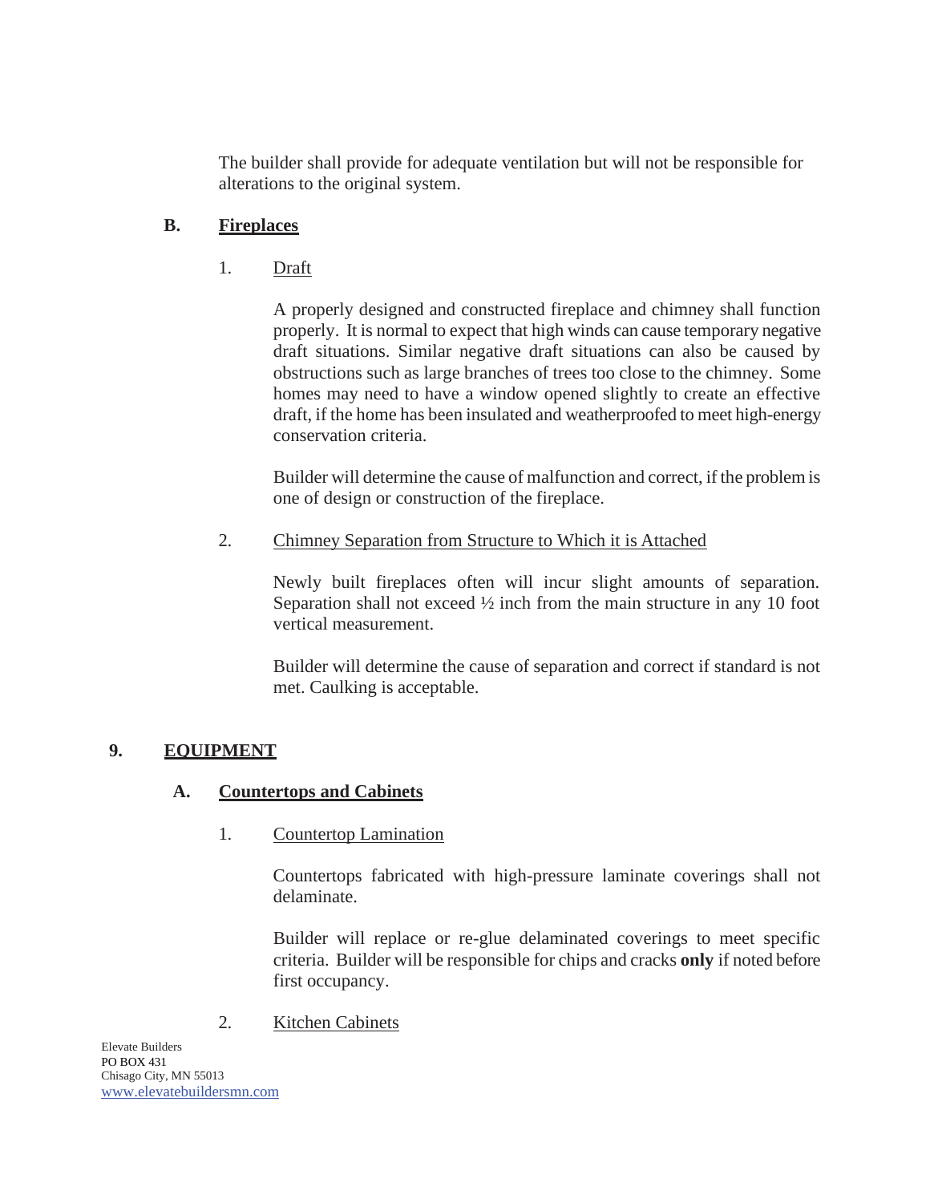The builder shall provide for adequate ventilation but will not be responsible for alterations to the original system.

### B. Fireplaces

#### 1. Draft

A properly designed and constructed fireplace and chimney shall function properly. It is normal to expect that high winds can cause temporary negative draft situations. Similar negative draft situations can also be caused by obstructions such as large branches of trees too close to the chimney. Some homes may need to have a window opened slightly to create an effective draft, if the home has been insulated and weatherproofed to meet high-energy conservation criteria.

Builder will determine the cause of malfunction and correct, if the problem is one of design or construction of the fireplace.

#### 2. Chimney Separation from Structure to Which it is Attached

Newly built fireplaces often will incur slight amounts of separation. Separation shall not exceed ½ inch from the main structure in any 10 foot vertical measurement.

Builder will determine the cause of separation and correct if standard is not met. Caulking is acceptable.

## 9. EQUIPMENT

### A. Countertops and Cabinets

#### 1. Countertop Lamination

Countertops fabricated with high-pressure laminate coverings shall not delaminate.

Builder will replace or re-glue delaminated coverings to meet specific criteria. Builder will be responsible for chips and cracks **only** if noted before first occupancy.

#### 2. Kitchen Cabinets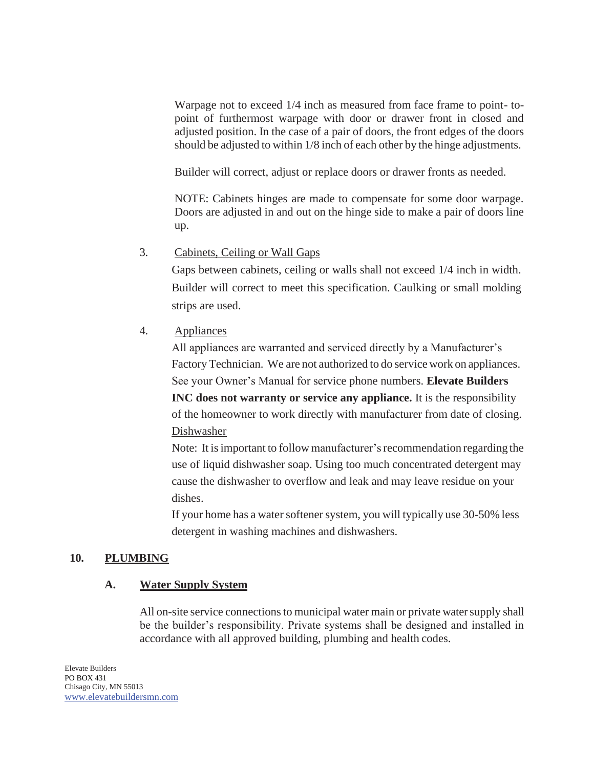Warpage not to exceed 1/4 inch as measured from face frame to point- to-point of furthermost warpage with door or drawer front in closed and adjusted position. In the case of a pair of doors, the front edges of the doors should be adjusted to within 1/8 inch of each other by the hinge adjustments.

Builder will correct, adjust or replace doors or drawer fronts as needed.

NOTE: Cabinets hinges are made to compensate for some door warpage. Doors are adjusted in and out on the hinge side to make a pair of doors line up.

3. <u>Cabinets, Ceiling or Wall Gaps</u>

Gaps between cabinets, ceiling or walls shall not exceed 1/4 inch in width. Builder will correct to meet this specification. Caulking or small molding strips are used.

4. <u>Appliances</u>

All appliances are warranted and serviced directly by a Manufacturer's Factory Technician. We are not authorized to do service work on appliances. See your Owner's Manual for service phone numbers. **Elevate Builders INC does not warranty or service any appliance.** It is the responsibility of the homeowner to work directly with manufacturer from date of closing.

<u>Dishwasher</u>

Note: It is important to follow manufacturer's recommendation regarding the use of liquid dishwasher soap. Using too much concentrated detergent may cause the dishwasher to overflow and leak and may leave residue on your dishes.

If your home has a water softener system, you will typically use 30-50% less detergent in washing machines and dishwashers.

## 10. PLUMBING

### A. Water Supply System

All on-site service connections to municipal water main or private water supply shall be the builder's responsibility. Private systems shall be designed and installed in accordance with all approved building, plumbing and health codes.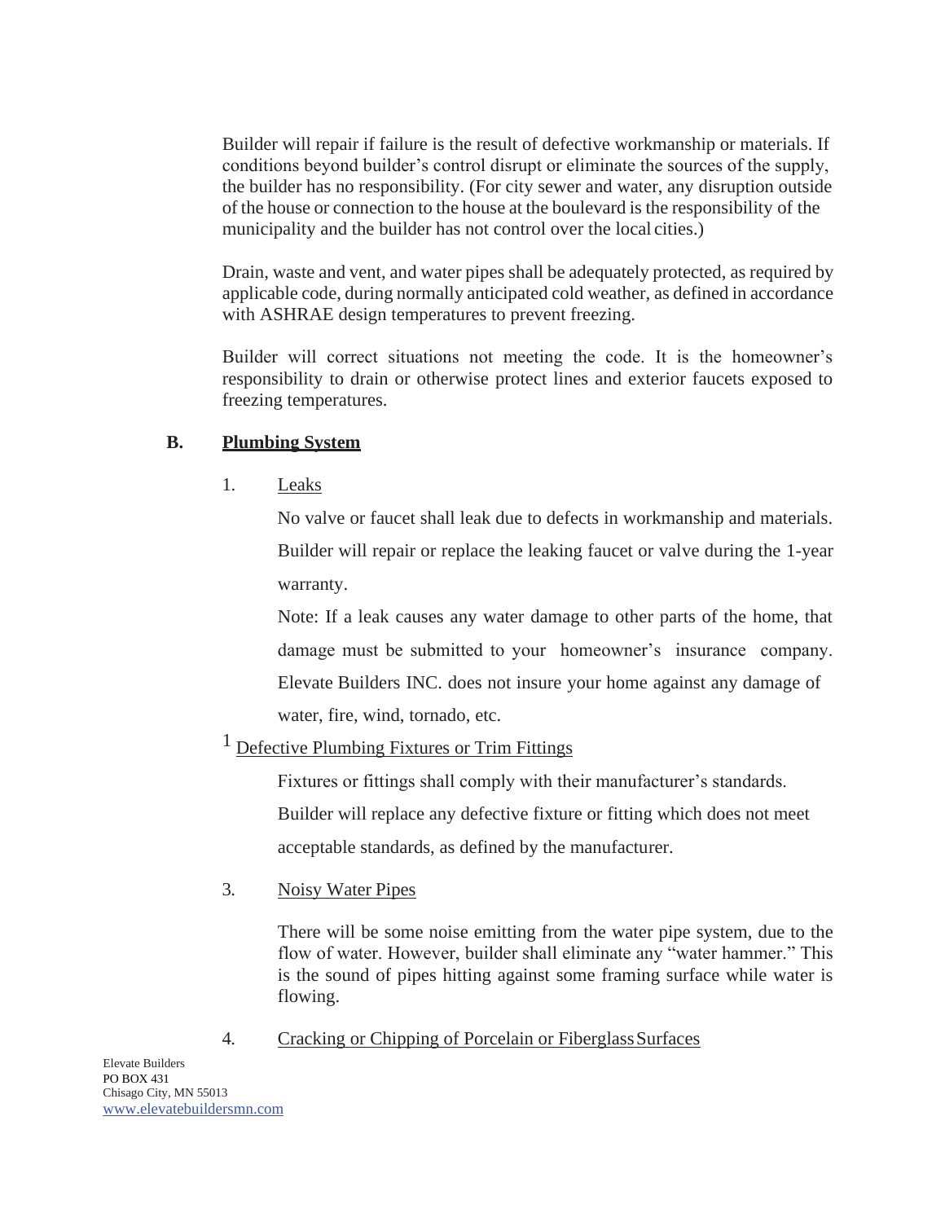Builder will repair if failure is the result of defective workmanship or materials. If conditions beyond builder's control disrupt or eliminate the sources of the supply, the builder has no responsibility. (For city sewer and water, any disruption outside of the house or connection to the house at the boulevard is the responsibility of the municipality and the builder has not control over the local cities.)

Drain, waste and vent, and water pipes shall be adequately protected, as required by applicable code, during normally anticipated cold weather, as defined in accordance with ASHRAE design temperatures to prevent freezing.

Builder will correct situations not meeting the code. It is the homeowner's responsibility to drain or otherwise protect lines and exterior faucets exposed to freezing temperatures.

## B. Plumbing System

1. Leaks

   No valve or faucet shall leak due to defects in workmanship and materials. Builder will repair or replace the leaking faucet or valve during the 1-year warranty.

   Note: If a leak causes any water damage to other parts of the home, that damage must be submitted to your homeowner's insurance company. Elevate Builders INC. does not insure your home against any damage of water, fire, wind, tornado, etc.

1 Defective Plumbing Fixtures or Trim Fittings

   Fixtures or fittings shall comply with their manufacturer's standards. Builder will replace any defective fixture or fitting which does not meet acceptable standards, as defined by the manufacturer.

3. Noisy Water Pipes

   There will be some noise emitting from the water pipe system, due to the flow of water. However, builder shall eliminate any "water hammer." This is the sound of pipes hitting against some framing surface while water is flowing.

4. Cracking or Chipping of Porcelain or Fiberglass Surfaces

Elevate Builders
PO BOX 431
Chisago City, MN 55013
www.elevatebuildersmn.com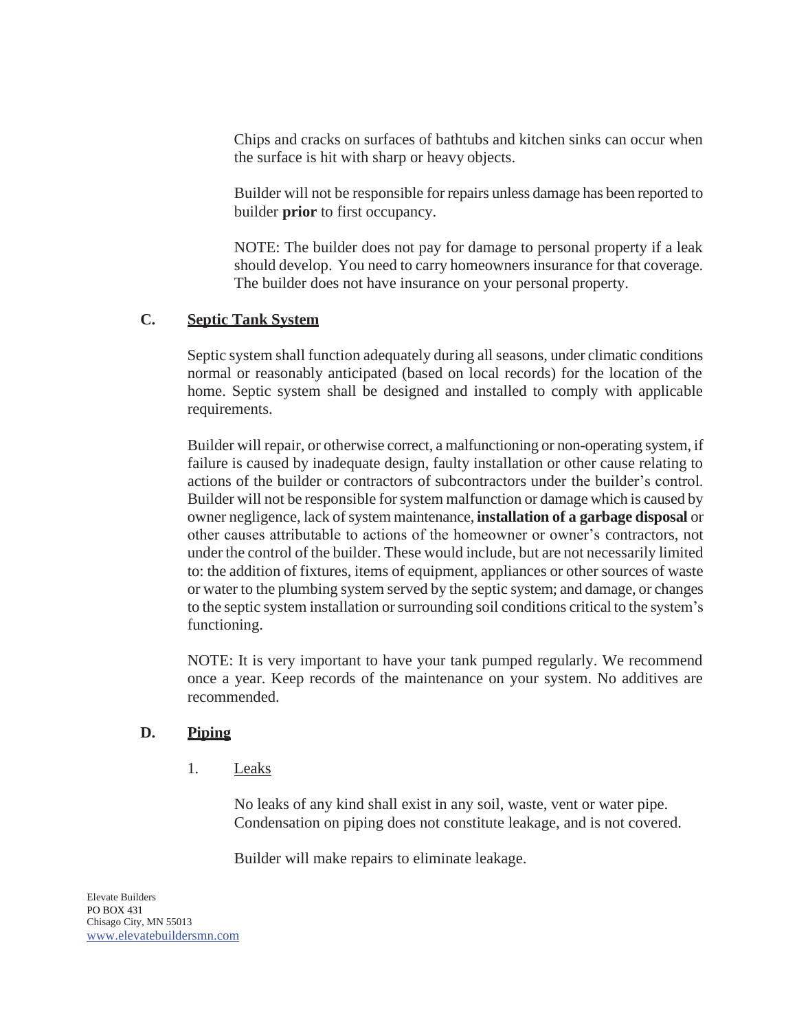Chips and cracks on surfaces of bathtubs and kitchen sinks can occur when the surface is hit with sharp or heavy objects.

Builder will not be responsible for repairs unless damage has been reported to builder **prior** to first occupancy.

NOTE: The builder does not pay for damage to personal property if a leak should develop. You need to carry homeowners insurance for that coverage. The builder does not have insurance on your personal property.

### C. Septic Tank System

Septic system shall function adequately during all seasons, under climatic conditions normal or reasonably anticipated (based on local records) for the location of the home. Septic system shall be designed and installed to comply with applicable requirements.

Builder will repair, or otherwise correct, a malfunctioning or non-operating system, if failure is caused by inadequate design, faulty installation or other cause relating to actions of the builder or contractors of subcontractors under the builder's control. Builder will not be responsible for system malfunction or damage which is caused by owner negligence, lack of system maintenance, **installation of a garbage disposal** or other causes attributable to actions of the homeowner or owner's contractors, not under the control of the builder. These would include, but are not necessarily limited to: the addition of fixtures, items of equipment, appliances or other sources of waste or water to the plumbing system served by the septic system; and damage, or changes to the septic system installation or surrounding soil conditions critical to the system's functioning.

NOTE: It is very important to have your tank pumped regularly. We recommend once a year. Keep records of the maintenance on your system. No additives are recommended.

### D. Piping

1. Leaks

No leaks of any kind shall exist in any soil, waste, vent or water pipe. Condensation on piping does not constitute leakage, and is not covered.

Builder will make repairs to eliminate leakage.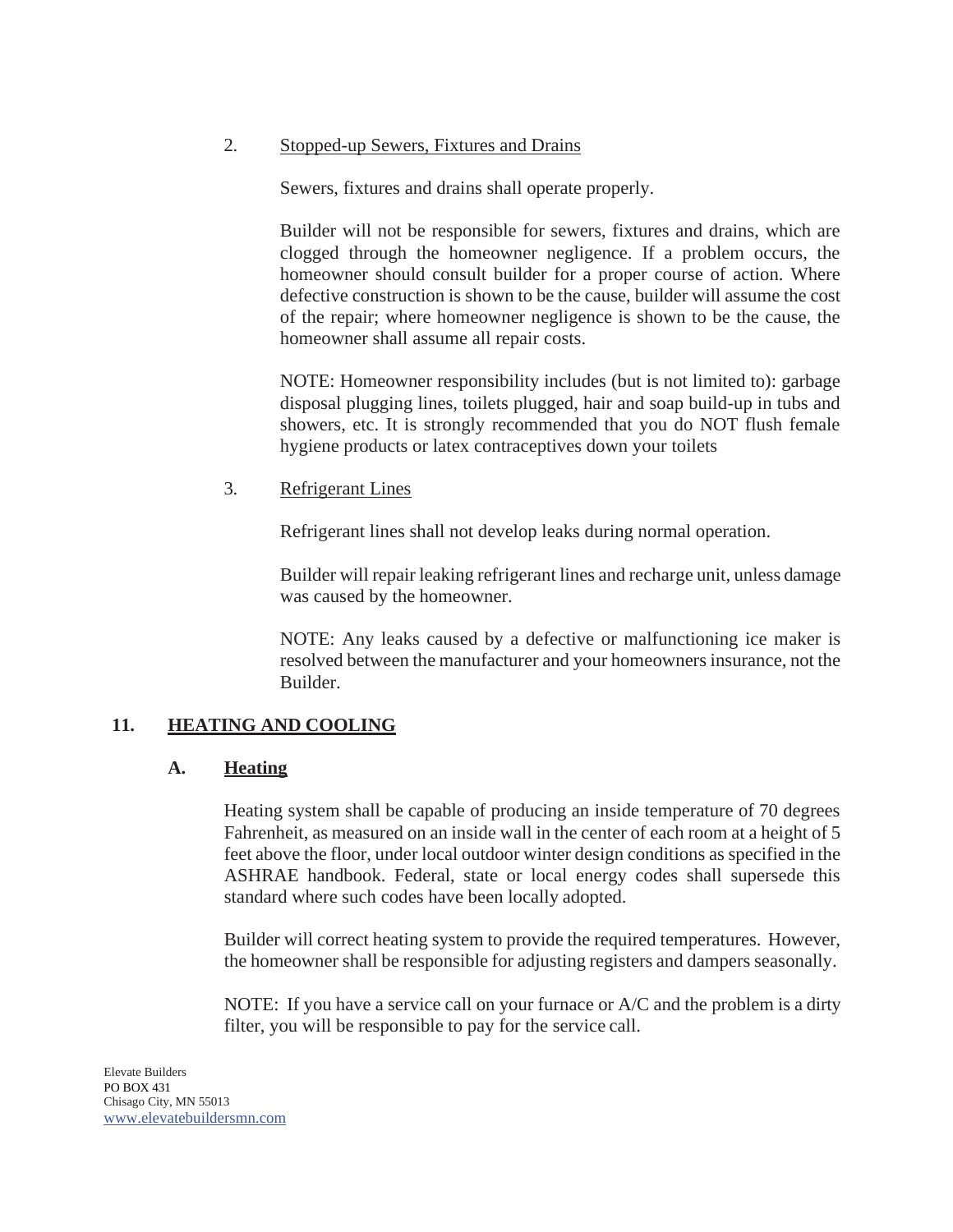2. Stopped-up Sewers, Fixtures and Drains

Sewers, fixtures and drains shall operate properly.

Builder will not be responsible for sewers, fixtures and drains, which are clogged through the homeowner negligence. If a problem occurs, the homeowner should consult builder for a proper course of action. Where defective construction is shown to be the cause, builder will assume the cost of the repair; where homeowner negligence is shown to be the cause, the homeowner shall assume all repair costs.

NOTE: Homeowner responsibility includes (but is not limited to): garbage disposal plugging lines, toilets plugged, hair and soap build-up in tubs and showers, etc. It is strongly recommended that you do NOT flush female hygiene products or latex contraceptives down your toilets

3. Refrigerant Lines

Refrigerant lines shall not develop leaks during normal operation.

Builder will repair leaking refrigerant lines and recharge unit, unless damage was caused by the homeowner.

NOTE: Any leaks caused by a defective or malfunctioning ice maker is resolved between the manufacturer and your homeowners insurance, not the Builder.

## 11. HEATING AND COOLING

### A. Heating

Heating system shall be capable of producing an inside temperature of 70 degrees Fahrenheit, as measured on an inside wall in the center of each room at a height of 5 feet above the floor, under local outdoor winter design conditions as specified in the ASHRAE handbook. Federal, state or local energy codes shall supersede this standard where such codes have been locally adopted.

Builder will correct heating system to provide the required temperatures. However, the homeowner shall be responsible for adjusting registers and dampers seasonally.

NOTE: If you have a service call on your furnace or A/C and the problem is a dirty filter, you will be responsible to pay for the service call.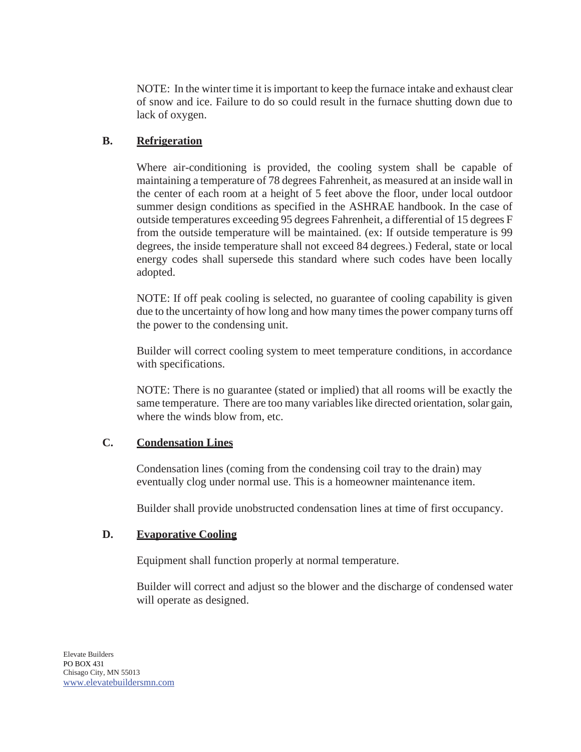NOTE: In the winter time it is important to keep the furnace intake and exhaust clear of snow and ice. Failure to do so could result in the furnace shutting down due to lack of oxygen.

### B. **Refrigeration**

Where air-conditioning is provided, the cooling system shall be capable of maintaining a temperature of 78 degrees Fahrenheit, as measured at an inside wall in the center of each room at a height of 5 feet above the floor, under local outdoor summer design conditions as specified in the ASHRAE handbook. In the case of outside temperatures exceeding 95 degrees Fahrenheit, a differential of 15 degrees F from the outside temperature will be maintained. (ex: If outside temperature is 99 degrees, the inside temperature shall not exceed 84 degrees.) Federal, state or local energy codes shall supersede this standard where such codes have been locally adopted.

NOTE: If off peak cooling is selected, no guarantee of cooling capability is given due to the uncertainty of how long and how many times the power company turns off the power to the condensing unit.

Builder will correct cooling system to meet temperature conditions, in accordance with specifications.

NOTE: There is no guarantee (stated or implied) that all rooms will be exactly the same temperature. There are too many variables like directed orientation, solar gain, where the winds blow from, etc.

### C. **Condensation Lines**

Condensation lines (coming from the condensing coil tray to the drain) may eventually clog under normal use. This is a homeowner maintenance item.

Builder shall provide unobstructed condensation lines at time of first occupancy.

### D. **Evaporative Cooling**

Equipment shall function properly at normal temperature.

Builder will correct and adjust so the blower and the discharge of condensed water will operate as designed.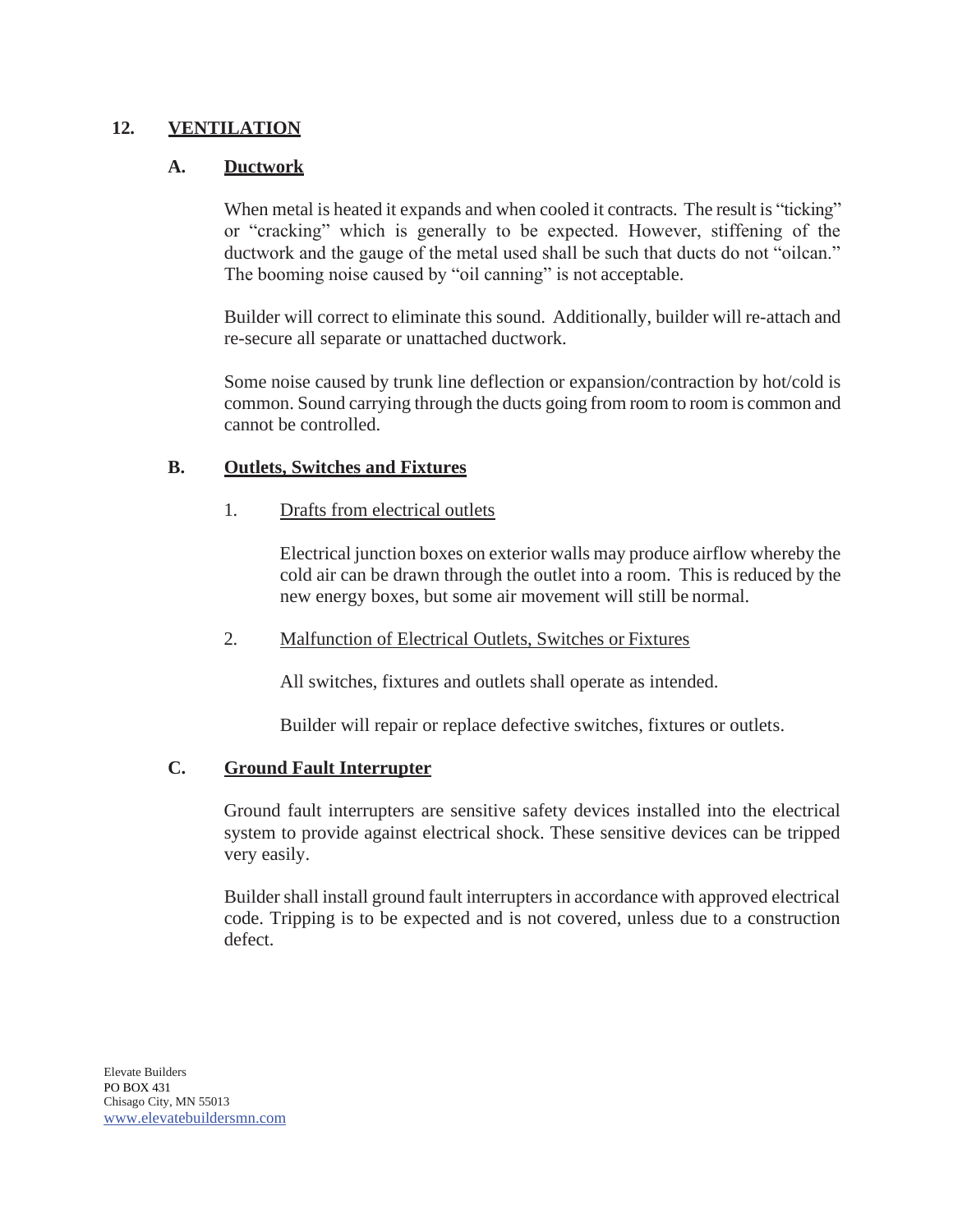## 12. VENTILATION

### A. Ductwork

When metal is heated it expands and when cooled it contracts. The result is "ticking" or "cracking" which is generally to be expected. However, stiffening of the ductwork and the gauge of the metal used shall be such that ducts do not "oilcan." The booming noise caused by "oil canning" is not acceptable.

Builder will correct to eliminate this sound. Additionally, builder will re-attach and re-secure all separate or unattached ductwork.

Some noise caused by trunk line deflection or expansion/contraction by hot/cold is common. Sound carrying through the ducts going from room to room is common and cannot be controlled.

### B. Outlets, Switches and Fixtures

1. Drafts from electrical outlets

   Electrical junction boxes on exterior walls may produce airflow whereby the cold air can be drawn through the outlet into a room. This is reduced by the new energy boxes, but some air movement will still be normal.

2. Malfunction of Electrical Outlets, Switches or Fixtures

   All switches, fixtures and outlets shall operate as intended.

   Builder will repair or replace defective switches, fixtures or outlets.

### C. Ground Fault Interrupter

Ground fault interrupters are sensitive safety devices installed into the electrical system to provide against electrical shock. These sensitive devices can be tripped very easily.

Builder shall install ground fault interrupters in accordance with approved electrical code. Tripping is to be expected and is not covered, unless due to a construction defect.

Elevate Builders
PO BOX 431
Chisago City, MN 55013
www.elevatebuildersmn.com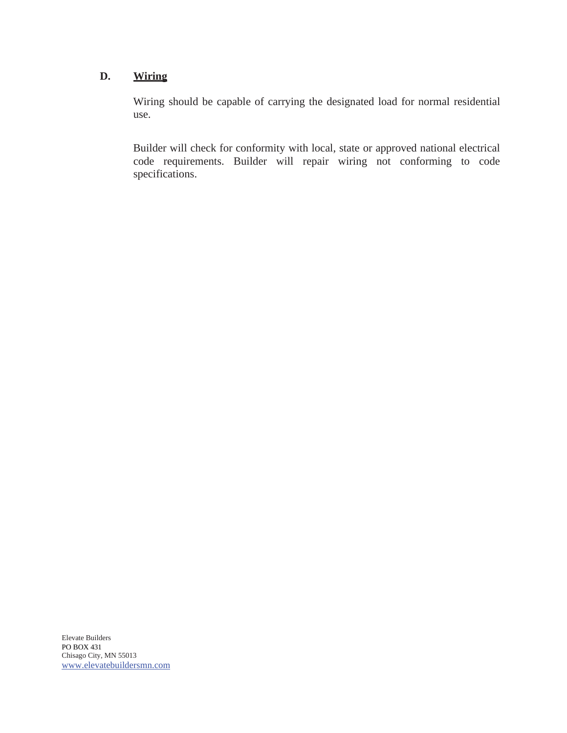**D. <u>Wiring</u>**

Wiring should be capable of carrying the designated load for normal residential use.

Builder will check for conformity with local, state or approved national electrical code requirements. Builder will repair wiring not conforming to code specifications.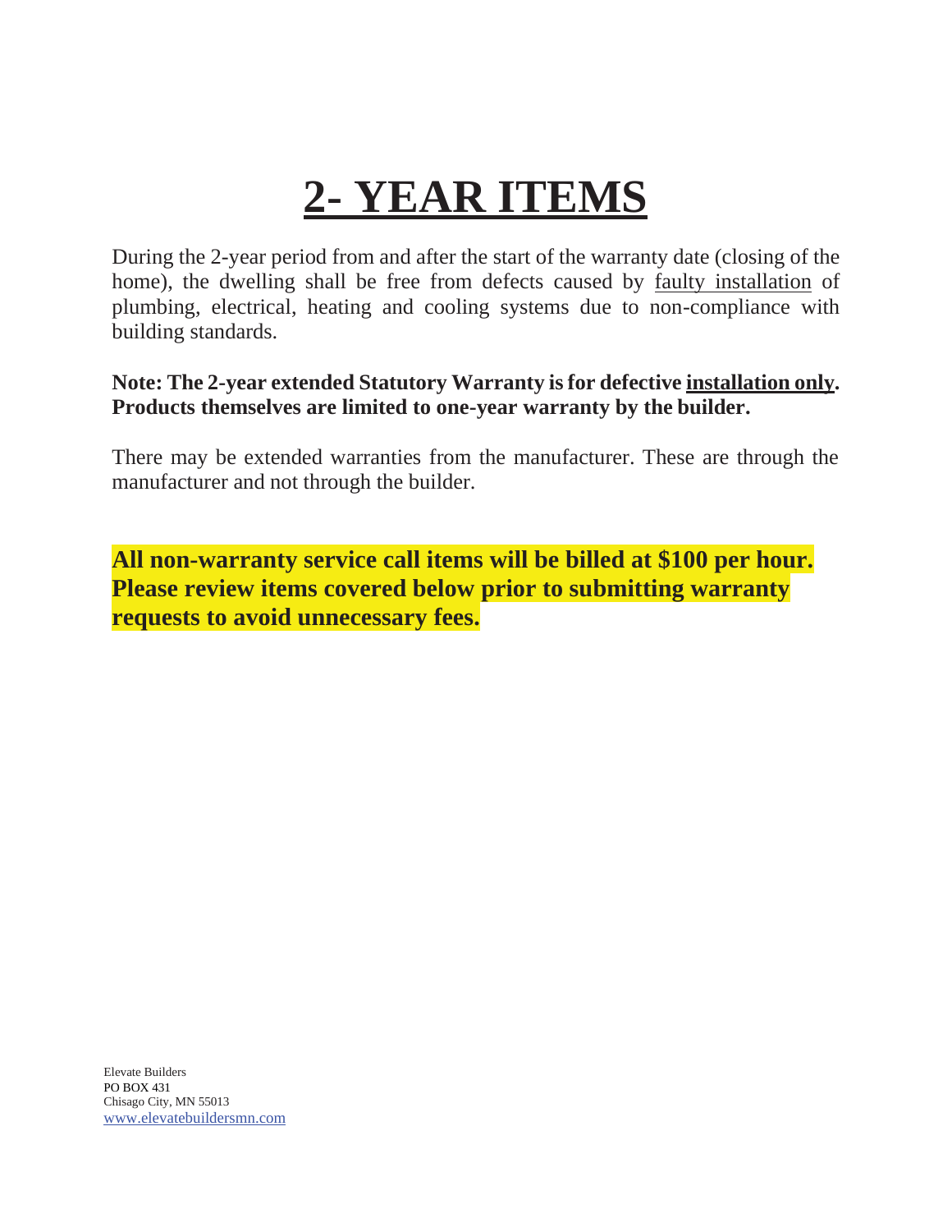# 2- YEAR ITEMS

During the 2-year period from and after the start of the warranty date (closing of the home), the dwelling shall be free from defects caused by faulty installation of plumbing, electrical, heating and cooling systems due to non-compliance with building standards.

**Note: The 2-year extended Statutory Warranty is for defective installation only. Products themselves are limited to one-year warranty by the builder.**

There may be extended warranties from the manufacturer. These are through the manufacturer and not through the builder.

**All non-warranty service call items will be billed at $100 per hour. Please review items covered below prior to submitting warranty requests to avoid unnecessary fees.**

Elevate Builders
PO BOX 431
Chisago City, MN 55013
www.elevatebuildersmn.com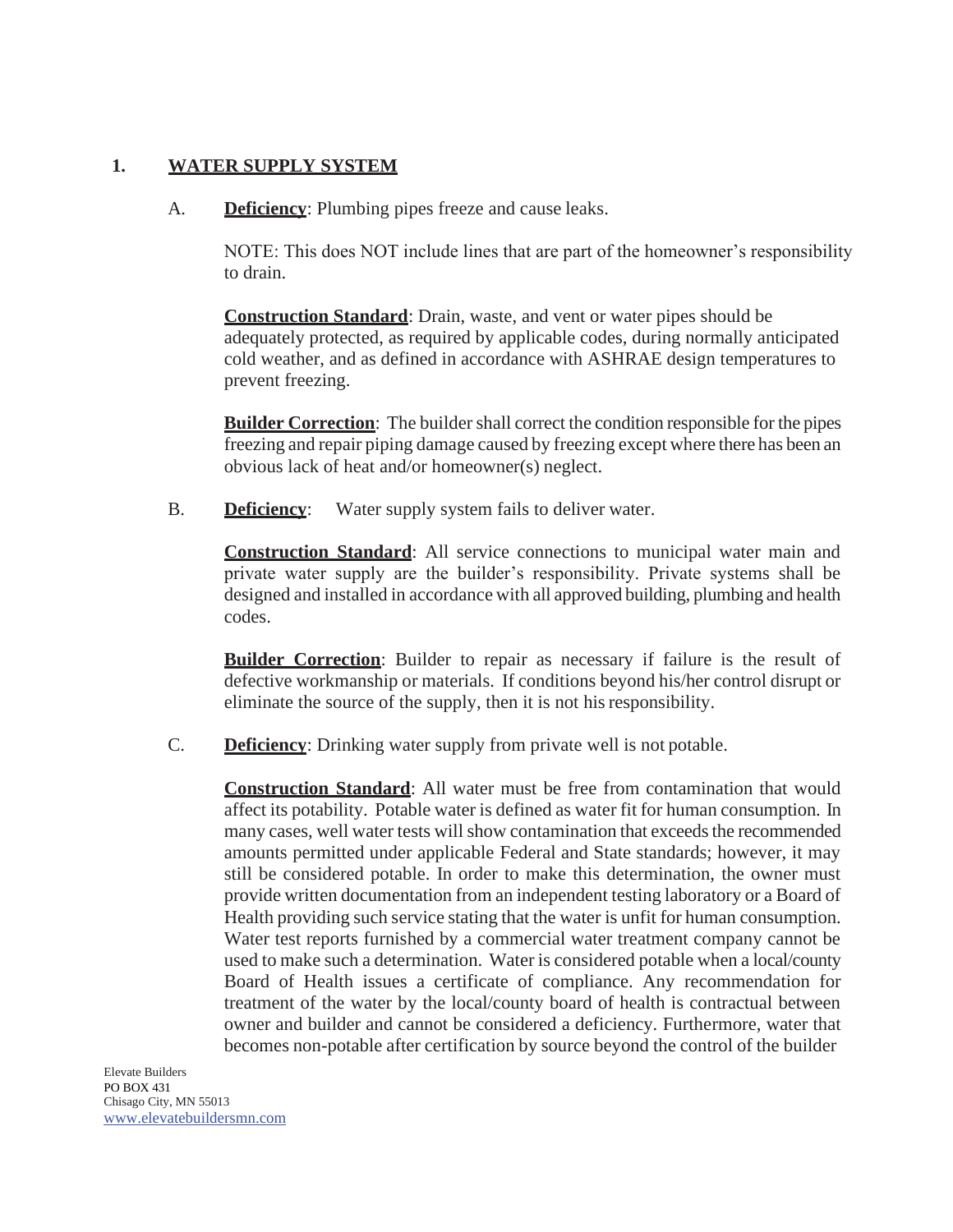## 1. WATER SUPPLY SYSTEM

A. **Deficiency**: Plumbing pipes freeze and cause leaks.

NOTE: This does NOT include lines that are part of the homeowner's responsibility to drain.

**Construction Standard**: Drain, waste, and vent or water pipes should be adequately protected, as required by applicable codes, during normally anticipated cold weather, and as defined in accordance with ASHRAE design temperatures to prevent freezing.

**Builder Correction**: The builder shall correct the condition responsible for the pipes freezing and repair piping damage caused by freezing except where there has been an obvious lack of heat and/or homeowner(s) neglect.

B. **Deficiency**: Water supply system fails to deliver water.

**Construction Standard**: All service connections to municipal water main and private water supply are the builder's responsibility. Private systems shall be designed and installed in accordance with all approved building, plumbing and health codes.

**Builder Correction**: Builder to repair as necessary if failure is the result of defective workmanship or materials. If conditions beyond his/her control disrupt or eliminate the source of the supply, then it is not his responsibility.

C. **Deficiency**: Drinking water supply from private well is not potable.

**Construction Standard**: All water must be free from contamination that would affect its potability. Potable water is defined as water fit for human consumption. In many cases, well water tests will show contamination that exceeds the recommended amounts permitted under applicable Federal and State standards; however, it may still be considered potable. In order to make this determination, the owner must provide written documentation from an independent testing laboratory or a Board of Health providing such service stating that the water is unfit for human consumption. Water test reports furnished by a commercial water treatment company cannot be used to make such a determination. Water is considered potable when a local/county Board of Health issues a certificate of compliance. Any recommendation for treatment of the water by the local/county board of health is contractual between owner and builder and cannot be considered a deficiency. Furthermore, water that becomes non-potable after certification by source beyond the control of the builder

Elevate Builders
PO BOX 431
Chisago City, MN 55013
www.elevatebuildersmn.com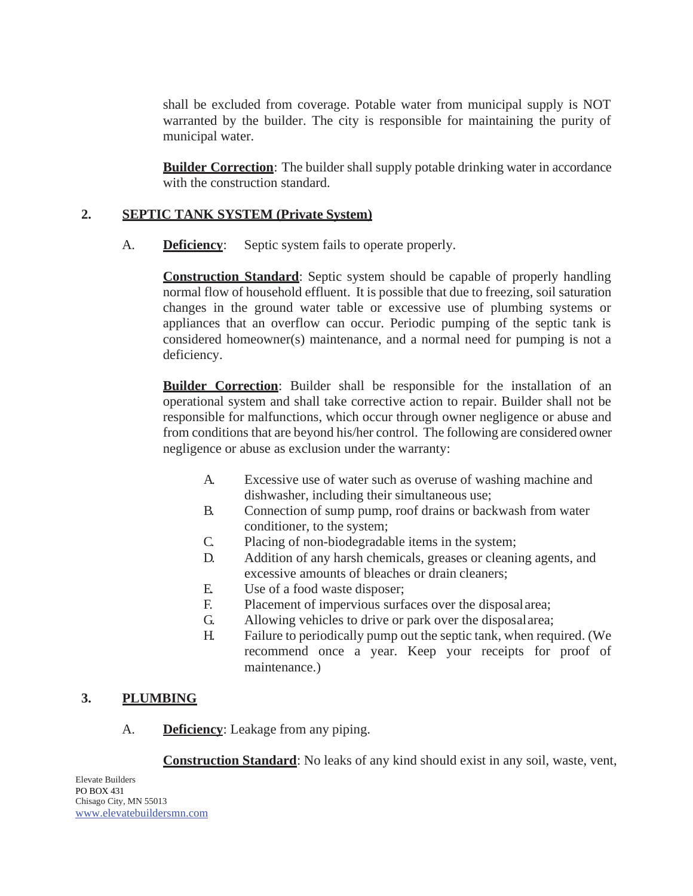shall be excluded from coverage. Potable water from municipal supply is NOT warranted by the builder. The city is responsible for maintaining the purity of municipal water.

**Builder Correction**: The builder shall supply potable drinking water in accordance with the construction standard.

## 2. SEPTIC TANK SYSTEM (Private System)

A. **Deficiency**: Septic system fails to operate properly.

**Construction Standard**: Septic system should be capable of properly handling normal flow of household effluent. It is possible that due to freezing, soil saturation changes in the ground water table or excessive use of plumbing systems or appliances that an overflow can occur. Periodic pumping of the septic tank is considered homeowner(s) maintenance, and a normal need for pumping is not a deficiency.

**Builder Correction**: Builder shall be responsible for the installation of an operational system and shall take corrective action to repair. Builder shall not be responsible for malfunctions, which occur through owner negligence or abuse and from conditions that are beyond his/her control. The following are considered owner negligence or abuse as exclusion under the warranty:

A. Excessive use of water such as overuse of washing machine and dishwasher, including their simultaneous use;
B. Connection of sump pump, roof drains or backwash from water conditioner, to the system;
C. Placing of non-biodegradable items in the system;
D. Addition of any harsh chemicals, greases or cleaning agents, and excessive amounts of bleaches or drain cleaners;
E. Use of a food waste disposer;
F. Placement of impervious surfaces over the disposal area;
G. Allowing vehicles to drive or park over the disposal area;
H. Failure to periodically pump out the septic tank, when required. (We recommend once a year. Keep your receipts for proof of maintenance.)

## 3. PLUMBING

A. **Deficiency**: Leakage from any piping.

**Construction Standard**: No leaks of any kind should exist in any soil, waste, vent,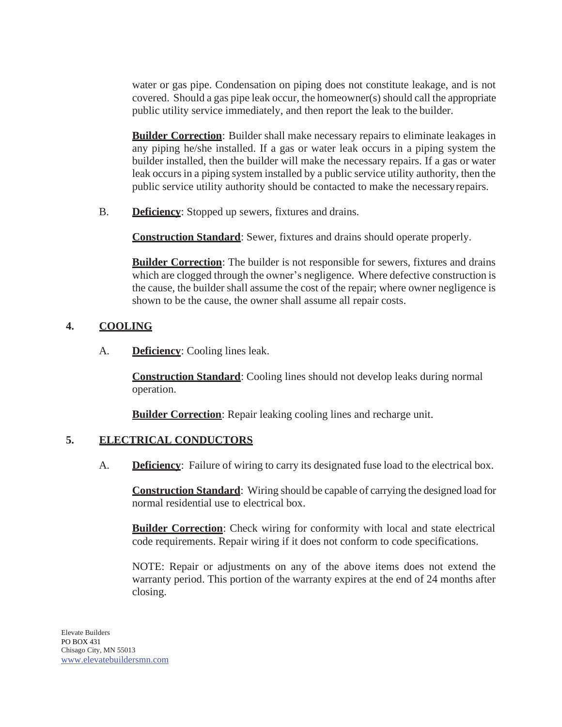water or gas pipe. Condensation on piping does not constitute leakage, and is not covered. Should a gas pipe leak occur, the homeowner(s) should call the appropriate public utility service immediately, and then report the leak to the builder.

**Builder Correction**: Builder shall make necessary repairs to eliminate leakages in any piping he/she installed. If a gas or water leak occurs in a piping system the builder installed, then the builder will make the necessary repairs. If a gas or water leak occurs in a piping system installed by a public service utility authority, then the public service utility authority should be contacted to make the necessary repairs.

B. **Deficiency**: Stopped up sewers, fixtures and drains.

**Construction Standard**: Sewer, fixtures and drains should operate properly.

**Builder Correction**: The builder is not responsible for sewers, fixtures and drains which are clogged through the owner's negligence. Where defective construction is the cause, the builder shall assume the cost of the repair; where owner negligence is shown to be the cause, the owner shall assume all repair costs.

## 4. COOLING

A. **Deficiency**: Cooling lines leak.

**Construction Standard**: Cooling lines should not develop leaks during normal operation.

**Builder Correction**: Repair leaking cooling lines and recharge unit.

## 5. ELECTRICAL CONDUCTORS

A. **Deficiency**: Failure of wiring to carry its designated fuse load to the electrical box.

**Construction Standard**: Wiring should be capable of carrying the designed load for normal residential use to electrical box.

**Builder Correction**: Check wiring for conformity with local and state electrical code requirements. Repair wiring if it does not conform to code specifications.

NOTE: Repair or adjustments on any of the above items does not extend the warranty period. This portion of the warranty expires at the end of 24 months after closing.

Elevate Builders
PO BOX 431
Chisago City, MN 55013
www.elevatebuildersmn.com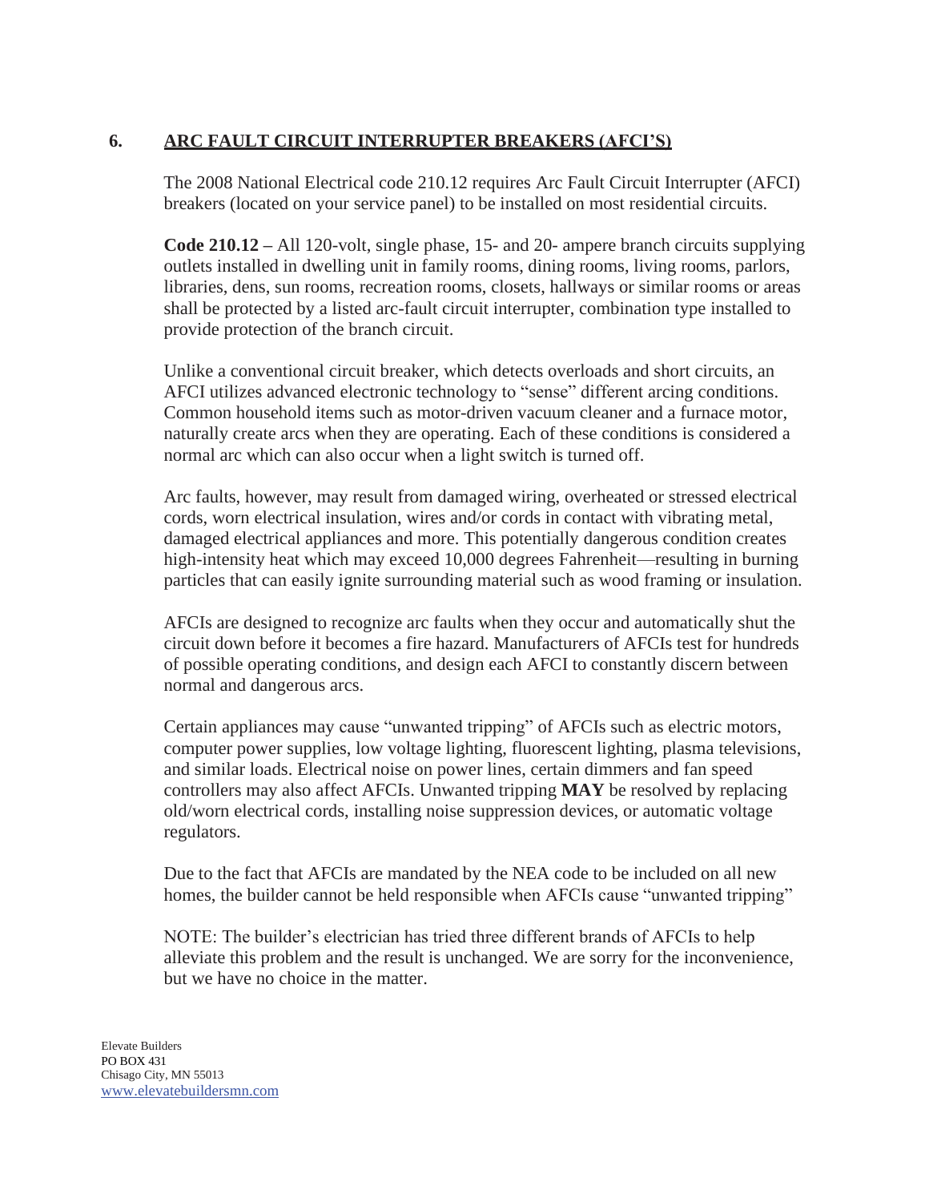## 6. ARC FAULT CIRCUIT INTERRUPTER BREAKERS (AFCI'S)

The 2008 National Electrical code 210.12 requires Arc Fault Circuit Interrupter (AFCI) breakers (located on your service panel) to be installed on most residential circuits.

**Code 210.12 –** All 120-volt, single phase, 15- and 20- ampere branch circuits supplying outlets installed in dwelling unit in family rooms, dining rooms, living rooms, parlors, libraries, dens, sun rooms, recreation rooms, closets, hallways or similar rooms or areas shall be protected by a listed arc-fault circuit interrupter, combination type installed to provide protection of the branch circuit.

Unlike a conventional circuit breaker, which detects overloads and short circuits, an AFCI utilizes advanced electronic technology to "sense" different arcing conditions. Common household items such as motor-driven vacuum cleaner and a furnace motor, naturally create arcs when they are operating. Each of these conditions is considered a normal arc which can also occur when a light switch is turned off.

Arc faults, however, may result from damaged wiring, overheated or stressed electrical cords, worn electrical insulation, wires and/or cords in contact with vibrating metal, damaged electrical appliances and more. This potentially dangerous condition creates high-intensity heat which may exceed 10,000 degrees Fahrenheit—resulting in burning particles that can easily ignite surrounding material such as wood framing or insulation.

AFCIs are designed to recognize arc faults when they occur and automatically shut the circuit down before it becomes a fire hazard. Manufacturers of AFCIs test for hundreds of possible operating conditions, and design each AFCI to constantly discern between normal and dangerous arcs.

Certain appliances may cause "unwanted tripping" of AFCIs such as electric motors, computer power supplies, low voltage lighting, fluorescent lighting, plasma televisions, and similar loads. Electrical noise on power lines, certain dimmers and fan speed controllers may also affect AFCIs. Unwanted tripping **MAY** be resolved by replacing old/worn electrical cords, installing noise suppression devices, or automatic voltage regulators.

Due to the fact that AFCIs are mandated by the NEA code to be included on all new homes, the builder cannot be held responsible when AFCIs cause "unwanted tripping"

NOTE: The builder's electrician has tried three different brands of AFCIs to help alleviate this problem and the result is unchanged. We are sorry for the inconvenience, but we have no choice in the matter.

Elevate Builders
PO BOX 431
Chisago City, MN 55013
www.elevatebuildersmn.com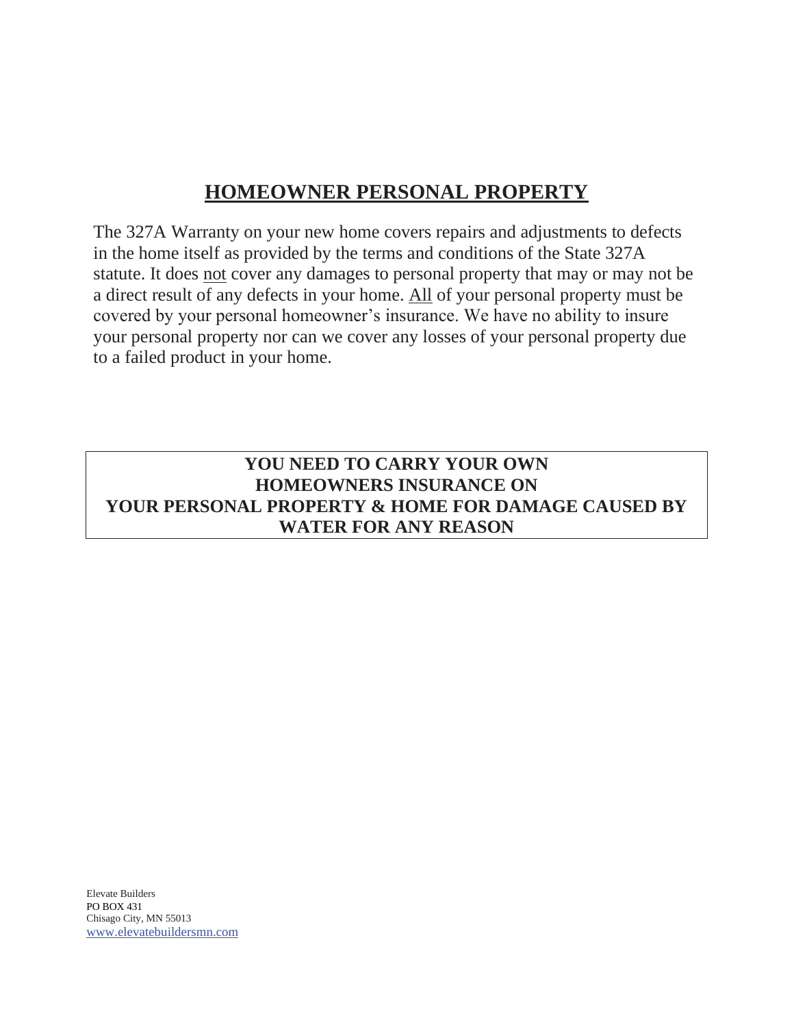# HOMEOWNER PERSONAL PROPERTY

The 327A Warranty on your new home covers repairs and adjustments to defects in the home itself as provided by the terms and conditions of the State 327A statute. It does <u>not</u> cover any damages to personal property that may or may not be a direct result of any defects in your home. <u>All</u> of your personal property must be covered by your personal homeowner's insurance. We have no ability to insure your personal property nor can we cover any losses of your personal property due to a failed product in your home.

**YOU NEED TO CARRY YOUR OWN HOMEOWNERS INSURANCE ON YOUR PERSONAL PROPERTY & HOME FOR DAMAGE CAUSED BY WATER FOR ANY REASON**

Elevate Builders
PO BOX 431
Chisago City, MN 55013
www.elevatebuildersmn.com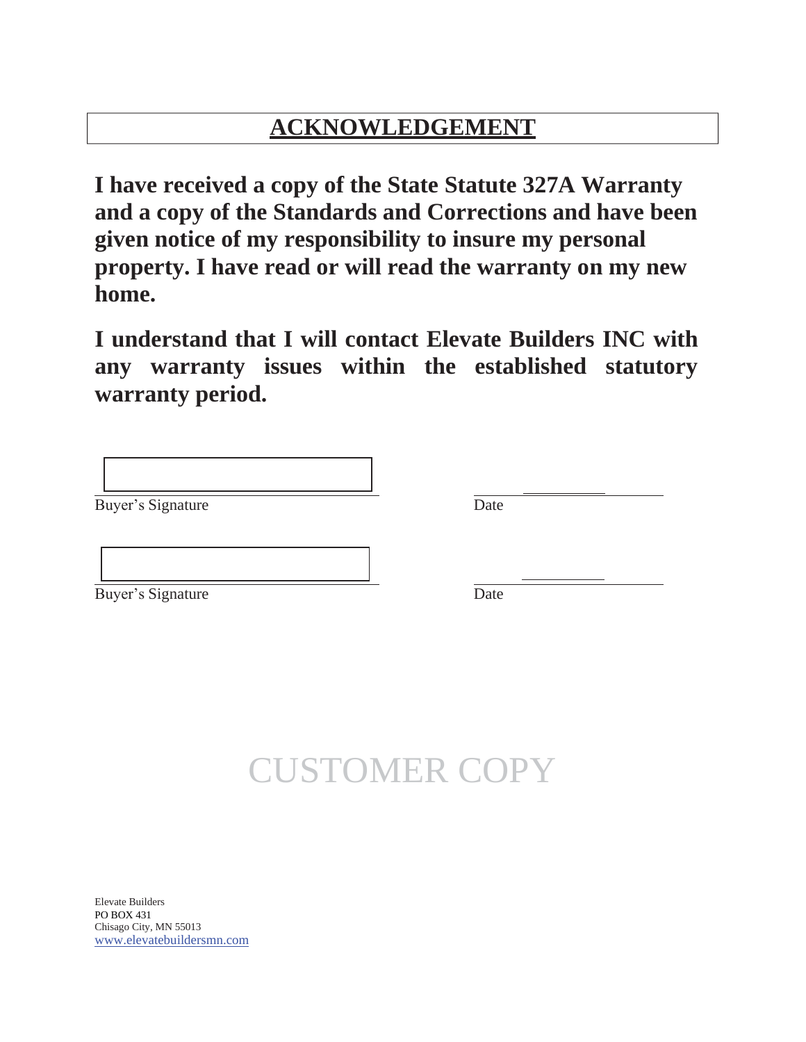# ACKNOWLEDGEMENT

**I have received a copy of the State Statute 327A Warranty and a copy of the Standards and Corrections and have been given notice of my responsibility to insure my personal property. I have read or will read the warranty on my new home.**

**I understand that I will contact Elevate Builders INC with any warranty issues within the established statutory warranty period.**

Buyer's Signature ______________________ Date ______________

Buyer's Signature ______________________ Date ______________

CUSTOMER COPY

Elevate Builders
PO BOX 431
Chisago City, MN 55013
www.elevatebuildersmn.com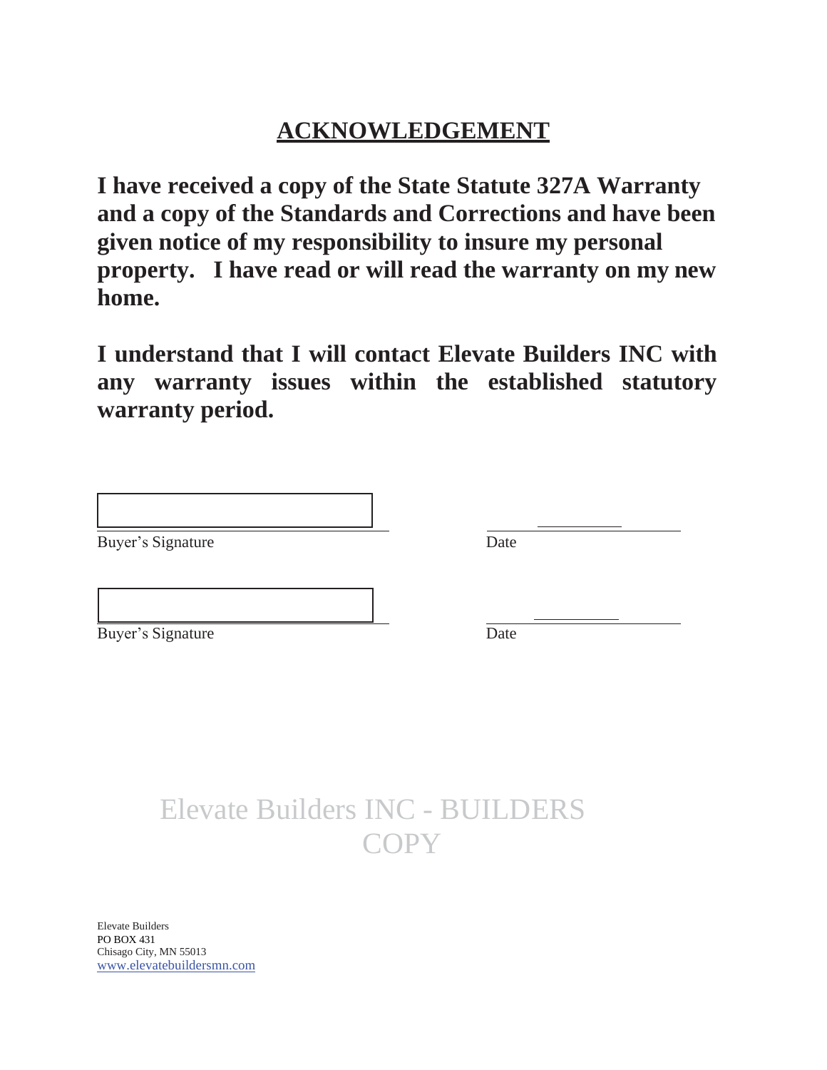# ACKNOWLEDGEMENT

**I have received a copy of the State Statute 327A Warranty and a copy of the Standards and Corrections and have been given notice of my responsibility to insure my personal property. I have read or will read the warranty on my new home.**

**I understand that I will contact Elevate Builders INC with any warranty issues within the established statutory warranty period.**

Buyer's Signature                                        Date

Buyer's Signature                                        Date

Elevate Builders INC - BUILDERS COPY

Elevate Builders
PO BOX 431
Chisago City, MN 55013
www.elevatebuildersmn.com